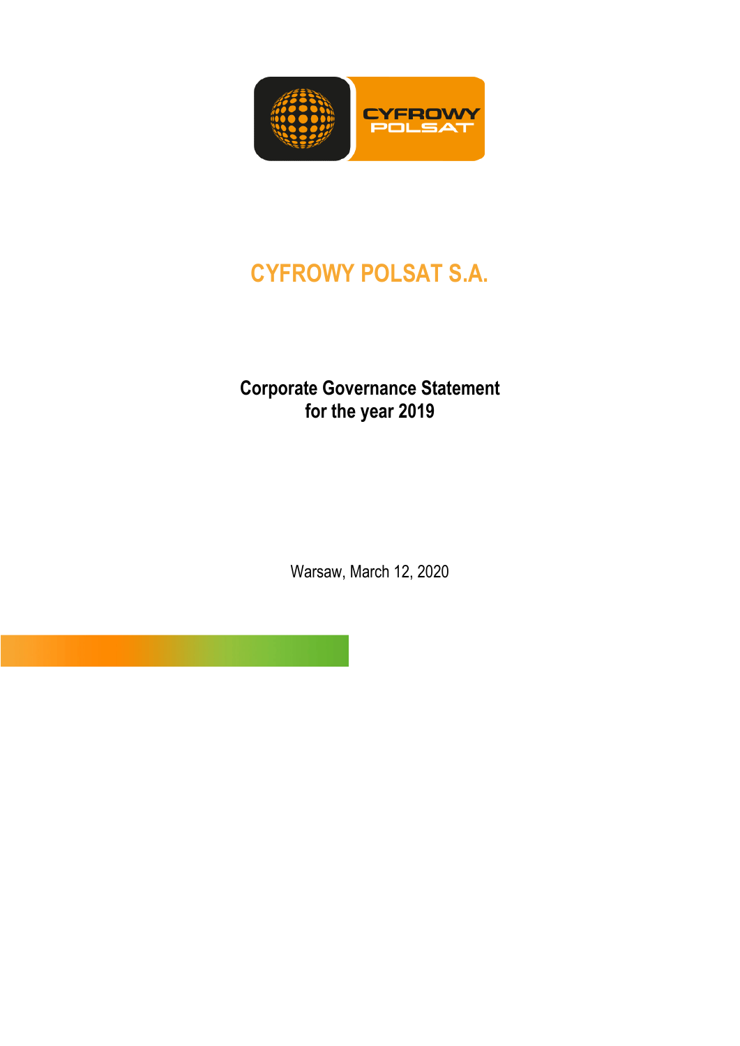# CYFROWY POLSAT S.A.

## Corporate Governance Statement for the year 2019

Warsaw, March 12, 2020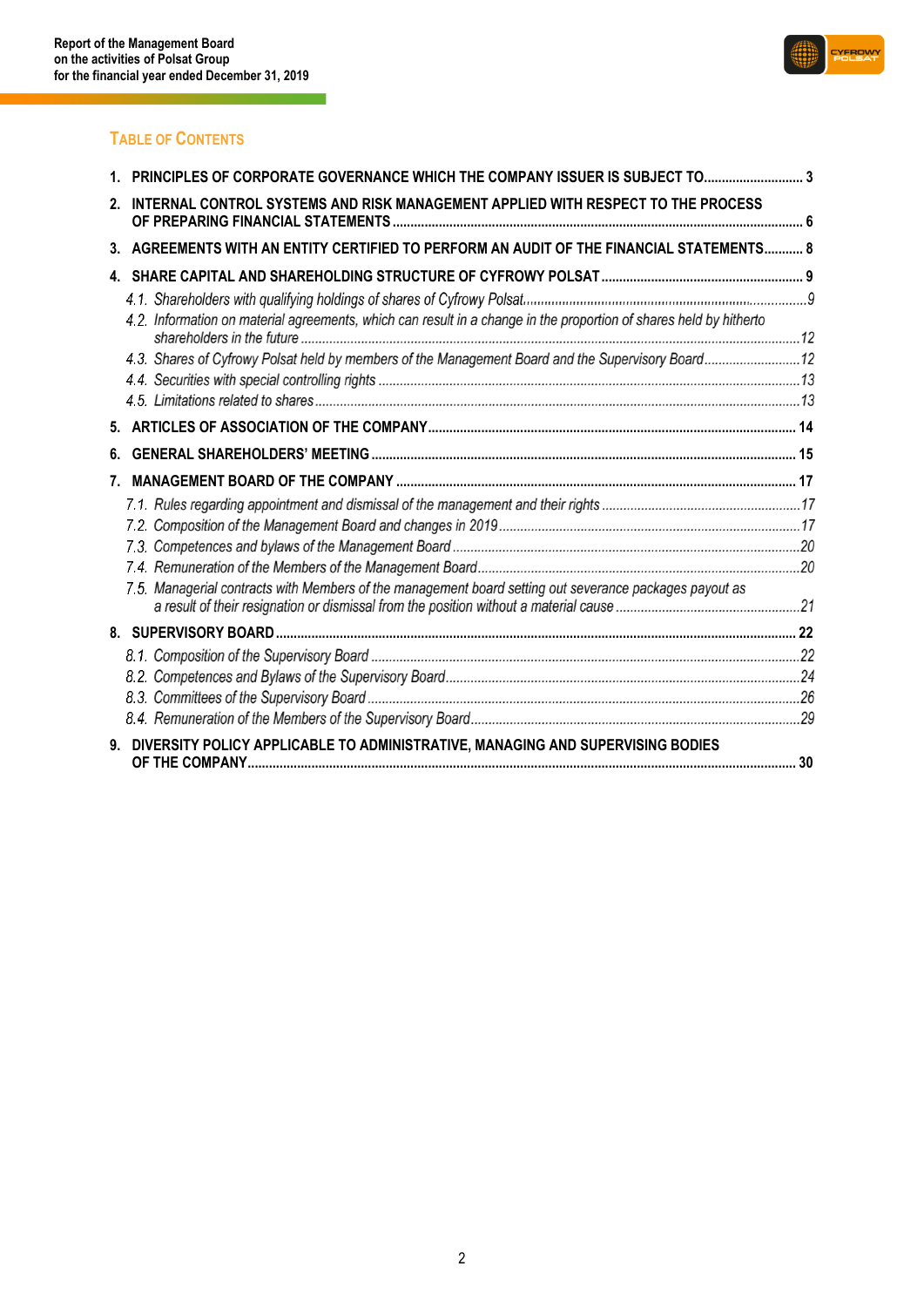## Table of Contents

1. **PRINCIPLES OF CORPORATE GOVERNANCE WHICH THE COMPANY ISSUER IS SUBJECT TO** ............................ 3
2. **INTERNAL CONTROL SYSTEMS AND RISK MANAGEMENT APPLIED WITH RESPECT TO THE PROCESS OF PREPARING FINANCIAL STATEMENTS** .................................................................................................... 6
3. **AGREEMENTS WITH AN ENTITY CERTIFIED TO PERFORM AN AUDIT OF THE FINANCIAL STATEMENTS** ........... 8
4. **SHARE CAPITAL AND SHAREHOLDING STRUCTURE OF CYFROWY POLSAT** ......................................................... 9
   - *4.1. Shareholders with qualifying holdings of shares of Cyfrowy Polsat* ................................................................. 9
   - *4.2. Information on material agreements, which can result in a change in the proportion of shares held by hitherto shareholders in the future* ........................................................................................................................... 12
   - *4.3. Shares of Cyfrowy Polsat held by members of the Management Board and the Supervisory Board* ........................... 12
   - *4.4. Securities with special controlling rights* ...................................................................................................... 13
   - *4.5. Limitations related to shares* ........................................................................................................................ 13
5. **ARTICLES OF ASSOCIATION OF THE COMPANY** ....................................................................................... 14
6. **GENERAL SHAREHOLDERS' MEETING** ....................................................................................................... 15
7. **MANAGEMENT BOARD OF THE COMPANY** ................................................................................................. 17
   - *7.1. Rules regarding appointment and dismissal of the management and their rights* ........................................................ 17
   - *7.2. Composition of the Management Board and changes in 2019* ...................................................................... 17
   - *7.3. Competences and bylaws of the Management Board* .................................................................................. 20
   - *7.4. Remuneration of the Members of the Management Board* ............................................................................ 20
   - *7.5. Managerial contracts with Members of the management board setting out severance packages payout as a result of their resignation or dismissal from the position without a material cause* ................................................... 21
8. **SUPERVISORY BOARD** ........................................................................................................................... 22
   - *8.1. Composition of the Supervisory Board* ........................................................................................................ 22
   - *8.2. Competences and Bylaws of the Supervisory Board* .................................................................................... 24
   - *8.3. Committees of the Supervisory Board* ......................................................................................................... 26
   - *8.4. Remuneration of the Members of the Supervisory Board* ............................................................................. 29
9. **DIVERSITY POLICY APPLICABLE TO ADMINISTRATIVE, MANAGING AND SUPERVISING BODIES OF THE COMPANY** ......................................................................................................................................... 30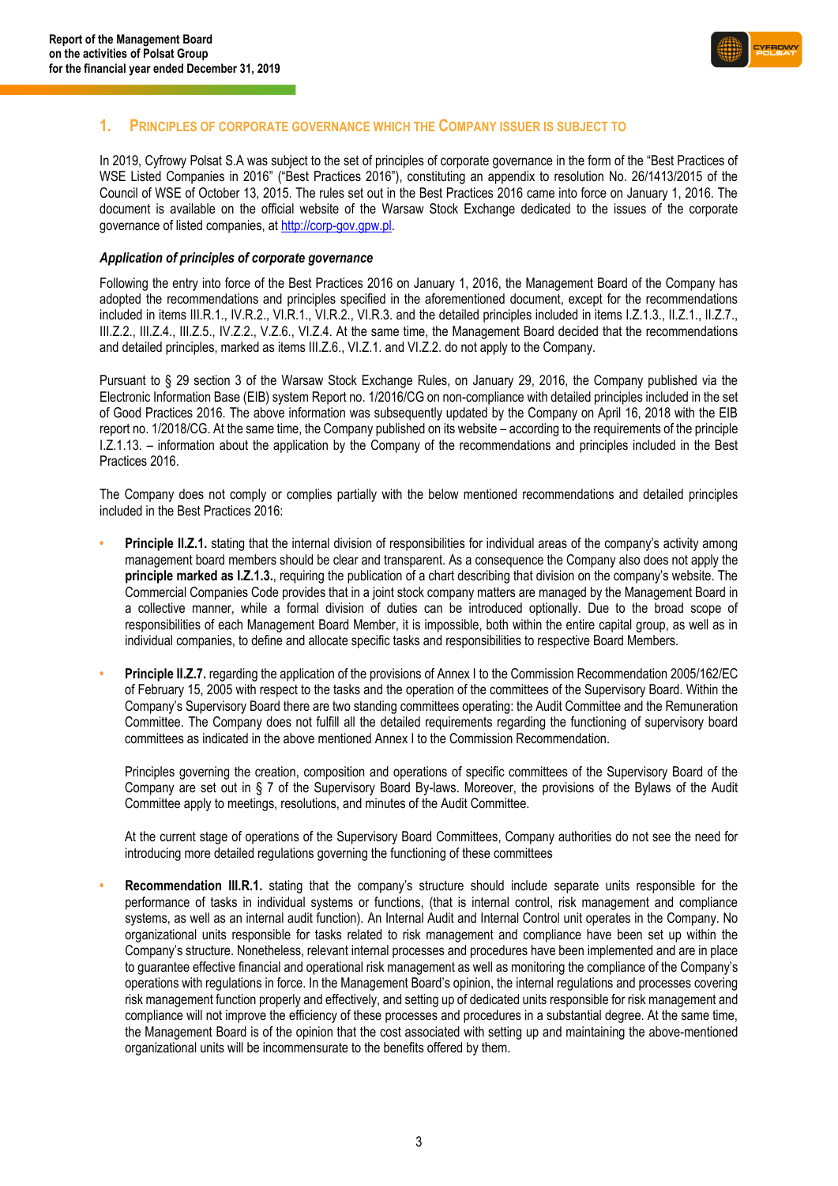## 1. Principles of corporate governance which the Company issuer is subject to

In 2019, Cyfrowy Polsat S.A was subject to the set of principles of corporate governance in the form of the "Best Practices of WSE Listed Companies in 2016" ("Best Practices 2016"), constituting an appendix to resolution No. 26/1413/2015 of the Council of WSE of October 13, 2015. The rules set out in the Best Practices 2016 came into force on January 1, 2016. The document is available on the official website of the Warsaw Stock Exchange dedicated to the issues of the corporate governance of listed companies, at http://corp-gov.gpw.pl.

### *Application of principles of corporate governance*

Following the entry into force of the Best Practices 2016 on January 1, 2016, the Management Board of the Company has adopted the recommendations and principles specified in the aforementioned document, except for the recommendations included in items III.R.1., IV.R.2., VI.R.1., VI.R.2., VI.R.3. and the detailed principles included in items I.Z.1.3., II.Z.1., II.Z.7., III.Z.2., III.Z.4., III.Z.5., IV.Z.2., V.Z.6., VI.Z.4. At the same time, the Management Board decided that the recommendations and detailed principles, marked as items III.Z.6., VI.Z.1. and VI.Z.2. do not apply to the Company.

Pursuant to § 29 section 3 of the Warsaw Stock Exchange Rules, on January 29, 2016, the Company published via the Electronic Information Base (EIB) system Report no. 1/2016/CG on non-compliance with detailed principles included in the set of Good Practices 2016. The above information was subsequently updated by the Company on April 16, 2018 with the EIB report no. 1/2018/CG. At the same time, the Company published on its website – according to the requirements of the principle I.Z.1.13. – information about the application by the Company of the recommendations and principles included in the Best Practices 2016.

The Company does not comply or complies partially with the below mentioned recommendations and detailed principles included in the Best Practices 2016:

- **Principle II.Z.1.** stating that the internal division of responsibilities for individual areas of the company's activity among management board members should be clear and transparent. As a consequence the Company also does not apply the **principle marked as I.Z.1.3.**, requiring the publication of a chart describing that division on the company's website. The Commercial Companies Code provides that in a joint stock company matters are managed by the Management Board in a collective manner, while a formal division of duties can be introduced optionally. Due to the broad scope of responsibilities of each Management Board Member, it is impossible, both within the entire capital group, as well as in individual companies, to define and allocate specific tasks and responsibilities to respective Board Members.

- **Principle II.Z.7.** regarding the application of the provisions of Annex I to the Commission Recommendation 2005/162/EC of February 15, 2005 with respect to the tasks and the operation of the committees of the Supervisory Board. Within the Company's Supervisory Board there are two standing committees operating: the Audit Committee and the Remuneration Committee. The Company does not fulfill all the detailed requirements regarding the functioning of supervisory board committees as indicated in the above mentioned Annex I to the Commission Recommendation.

  Principles governing the creation, composition and operations of specific committees of the Supervisory Board of the Company are set out in § 7 of the Supervisory Board By-laws. Moreover, the provisions of the Bylaws of the Audit Committee apply to meetings, resolutions, and minutes of the Audit Committee.

  At the current stage of operations of the Supervisory Board Committees, Company authorities do not see the need for introducing more detailed regulations governing the functioning of these committees

- **Recommendation III.R.1.** stating that the company's structure should include separate units responsible for the performance of tasks in individual systems or functions, (that is internal control, risk management and compliance systems, as well as an internal audit function). An Internal Audit and Internal Control unit operates in the Company. No organizational units responsible for tasks related to risk management and compliance have been set up within the Company's structure. Nonetheless, relevant internal processes and procedures have been implemented and are in place to guarantee effective financial and operational risk management as well as monitoring the compliance of the Company's operations with regulations in force. In the Management Board's opinion, the internal regulations and processes covering risk management function properly and effectively, and setting up of dedicated units responsible for risk management and compliance will not improve the efficiency of these processes and procedures in a substantial degree. At the same time, the Management Board is of the opinion that the cost associated with setting up and maintaining the above-mentioned organizational units will be incommensurate to the benefits offered by them.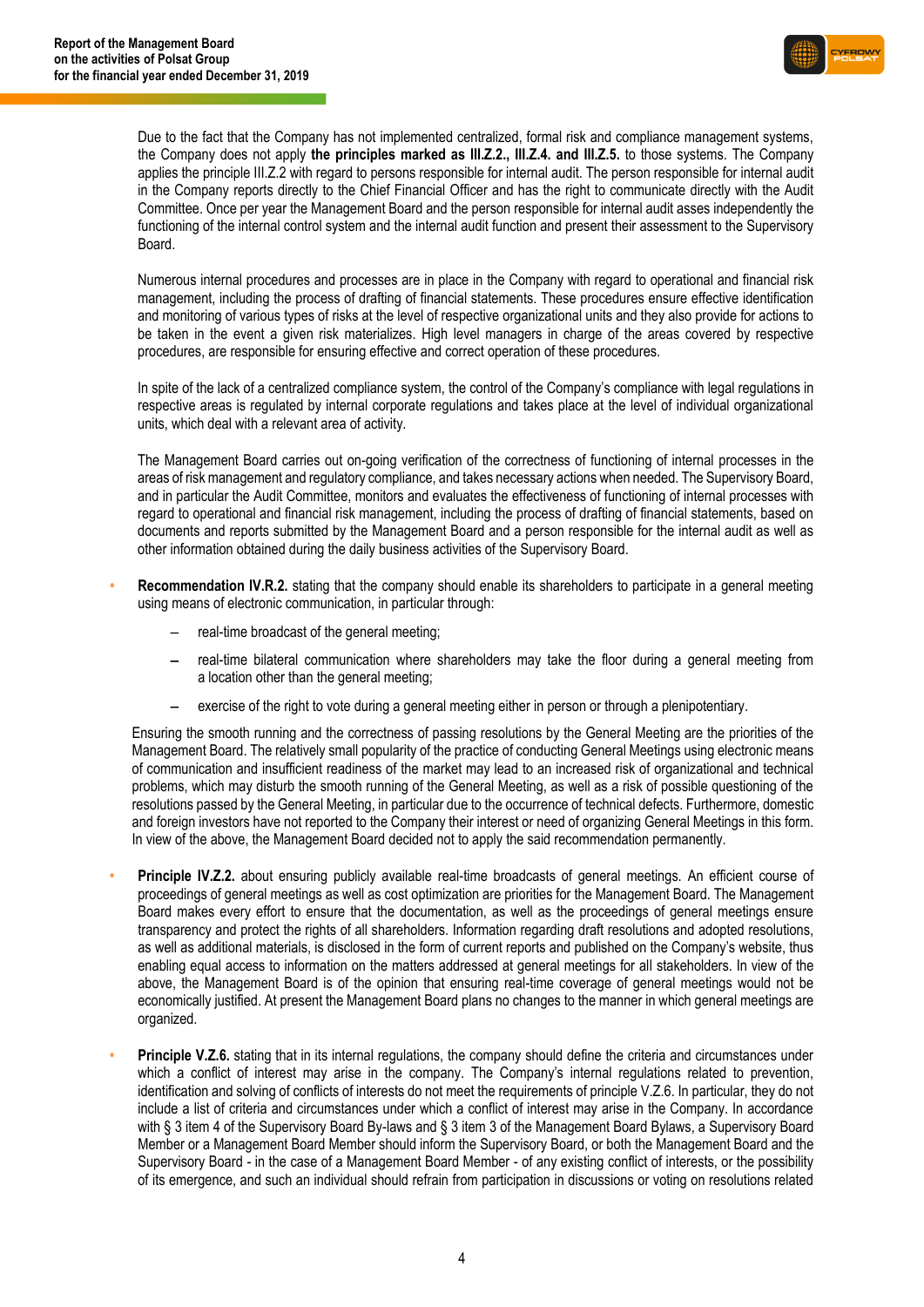Due to the fact that the Company has not implemented centralized, formal risk and compliance management systems, the Company does not apply **the principles marked as III.Z.2., III.Z.4. and III.Z.5.** to those systems. The Company applies the principle III.Z.2 with regard to persons responsible for internal audit. The person responsible for internal audit in the Company reports directly to the Chief Financial Officer and has the right to communicate directly with the Audit Committee. Once per year the Management Board and the person responsible for internal audit asses independently the functioning of the internal control system and the internal audit function and present their assessment to the Supervisory Board.

Numerous internal procedures and processes are in place in the Company with regard to operational and financial risk management, including the process of drafting of financial statements. These procedures ensure effective identification and monitoring of various types of risks at the level of respective organizational units and they also provide for actions to be taken in the event a given risk materializes. High level managers in charge of the areas covered by respective procedures, are responsible for ensuring effective and correct operation of these procedures.

In spite of the lack of a centralized compliance system, the control of the Company's compliance with legal regulations in respective areas is regulated by internal corporate regulations and takes place at the level of individual organizational units, which deal with a relevant area of activity.

The Management Board carries out on-going verification of the correctness of functioning of internal processes in the areas of risk management and regulatory compliance, and takes necessary actions when needed. The Supervisory Board, and in particular the Audit Committee, monitors and evaluates the effectiveness of functioning of internal processes with regard to operational and financial risk management, including the process of drafting of financial statements, based on documents and reports submitted by the Management Board and a person responsible for the internal audit as well as other information obtained during the daily business activities of the Supervisory Board.

- **Recommendation IV.R.2.** stating that the company should enable its shareholders to participate in a general meeting using means of electronic communication, in particular through:
  - real-time broadcast of the general meeting;
  - real-time bilateral communication where shareholders may take the floor during a general meeting from a location other than the general meeting;
  - exercise of the right to vote during a general meeting either in person or through a plenipotentiary.

  Ensuring the smooth running and the correctness of passing resolutions by the General Meeting are the priorities of the Management Board. The relatively small popularity of the practice of conducting General Meetings using electronic means of communication and insufficient readiness of the market may lead to an increased risk of organizational and technical problems, which may disturb the smooth running of the General Meeting, as well as a risk of possible questioning of the resolutions passed by the General Meeting, in particular due to the occurrence of technical defects. Furthermore, domestic and foreign investors have not reported to the Company their interest or need of organizing General Meetings in this form. In view of the above, the Management Board decided not to apply the said recommendation permanently.

- **Principle IV.Z.2.** about ensuring publicly available real-time broadcasts of general meetings. An efficient course of proceedings of general meetings as well as cost optimization are priorities for the Management Board. The Management Board makes every effort to ensure that the documentation, as well as the proceedings of general meetings ensure transparency and protect the rights of all shareholders. Information regarding draft resolutions and adopted resolutions, as well as additional materials, is disclosed in the form of current reports and published on the Company's website, thus enabling equal access to information on the matters addressed at general meetings for all stakeholders. In view of the above, the Management Board is of the opinion that ensuring real-time coverage of general meetings would not be economically justified. At present the Management Board plans no changes to the manner in which general meetings are organized.

- **Principle V.Z.6.** stating that in its internal regulations, the company should define the criteria and circumstances under which a conflict of interest may arise in the company. The Company's internal regulations related to prevention, identification and solving of conflicts of interests do not meet the requirements of principle V.Z.6. In particular, they do not include a list of criteria and circumstances under which a conflict of interest may arise in the Company. In accordance with § 3 item 4 of the Supervisory Board By-laws and § 3 item 3 of the Management Board Bylaws, a Supervisory Board Member or a Management Board Member should inform the Supervisory Board, or both the Management Board and the Supervisory Board - in the case of a Management Board Member - of any existing conflict of interests, or the possibility of its emergence, and such an individual should refrain from participation in discussions or voting on resolutions related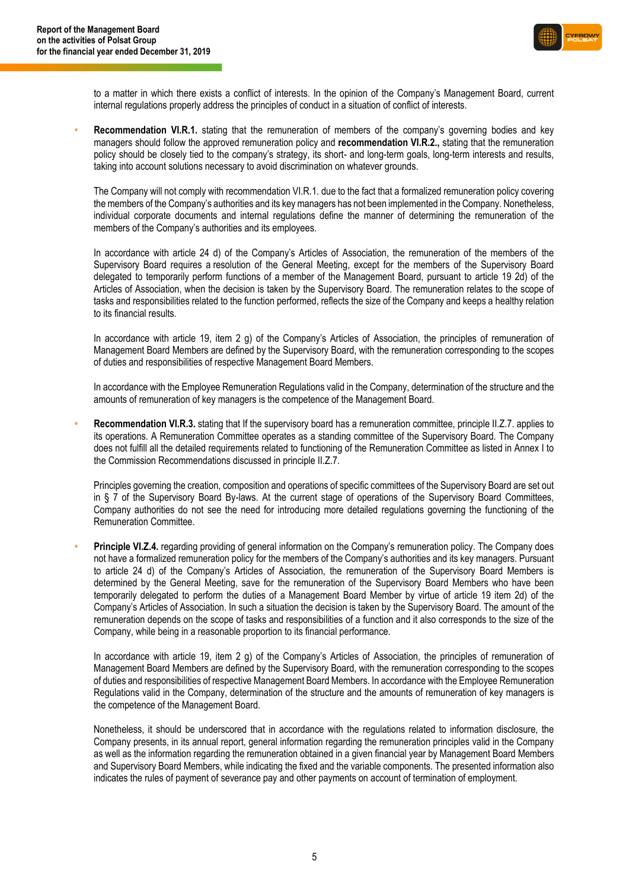to a matter in which there exists a conflict of interests. In the opinion of the Company's Management Board, current internal regulations properly address the principles of conduct in a situation of conflict of interests.

- **Recommendation VI.R.1.** stating that the remuneration of members of the company's governing bodies and key managers should follow the approved remuneration policy and **recommendation VI.R.2.,** stating that the remuneration policy should be closely tied to the company's strategy, its short- and long-term goals, long-term interests and results, taking into account solutions necessary to avoid discrimination on whatever grounds.

  The Company will not comply with recommendation VI.R.1. due to the fact that a formalized remuneration policy covering the members of the Company's authorities and its key managers has not been implemented in the Company. Nonetheless, individual corporate documents and internal regulations define the manner of determining the remuneration of the members of the Company's authorities and its employees.

  In accordance with article 24 d) of the Company's Articles of Association, the remuneration of the members of the Supervisory Board requires a resolution of the General Meeting, except for the members of the Supervisory Board delegated to temporarily perform functions of a member of the Management Board, pursuant to article 19 2d) of the Articles of Association, when the decision is taken by the Supervisory Board. The remuneration relates to the scope of tasks and responsibilities related to the function performed, reflects the size of the Company and keeps a healthy relation to its financial results.

  In accordance with article 19, item 2 g) of the Company's Articles of Association, the principles of remuneration of Management Board Members are defined by the Supervisory Board, with the remuneration corresponding to the scopes of duties and responsibilities of respective Management Board Members.

  In accordance with the Employee Remuneration Regulations valid in the Company, determination of the structure and the amounts of remuneration of key managers is the competence of the Management Board.

- **Recommendation VI.R.3.** stating that If the supervisory board has a remuneration committee, principle II.Z.7. applies to its operations. A Remuneration Committee operates as a standing committee of the Supervisory Board. The Company does not fulfill all the detailed requirements related to functioning of the Remuneration Committee as listed in Annex I to the Commission Recommendations discussed in principle II.Z.7.

  Principles governing the creation, composition and operations of specific committees of the Supervisory Board are set out in § 7 of the Supervisory Board By-laws. At the current stage of operations of the Supervisory Board Committees, Company authorities do not see the need for introducing more detailed regulations governing the functioning of the Remuneration Committee.

- **Principle VI.Z.4.** regarding providing of general information on the Company's remuneration policy. The Company does not have a formalized remuneration policy for the members of the Company's authorities and its key managers. Pursuant to article 24 d) of the Company's Articles of Association, the remuneration of the Supervisory Board Members is determined by the General Meeting, save for the remuneration of the Supervisory Board Members who have been temporarily delegated to perform the duties of a Management Board Member by virtue of article 19 item 2d) of the Company's Articles of Association. In such a situation the decision is taken by the Supervisory Board. The amount of the remuneration depends on the scope of tasks and responsibilities of a function and it also corresponds to the size of the Company, while being in a reasonable proportion to its financial performance.

  In accordance with article 19, item 2 g) of the Company's Articles of Association, the principles of remuneration of Management Board Members are defined by the Supervisory Board, with the remuneration corresponding to the scopes of duties and responsibilities of respective Management Board Members. In accordance with the Employee Remuneration Regulations valid in the Company, determination of the structure and the amounts of remuneration of key managers is the competence of the Management Board.

  Nonetheless, it should be underscored that in accordance with the regulations related to information disclosure, the Company presents, in its annual report, general information regarding the remuneration principles valid in the Company as well as the information regarding the remuneration obtained in a given financial year by Management Board Members and Supervisory Board Members, while indicating the fixed and the variable components. The presented information also indicates the rules of payment of severance pay and other payments on account of termination of employment.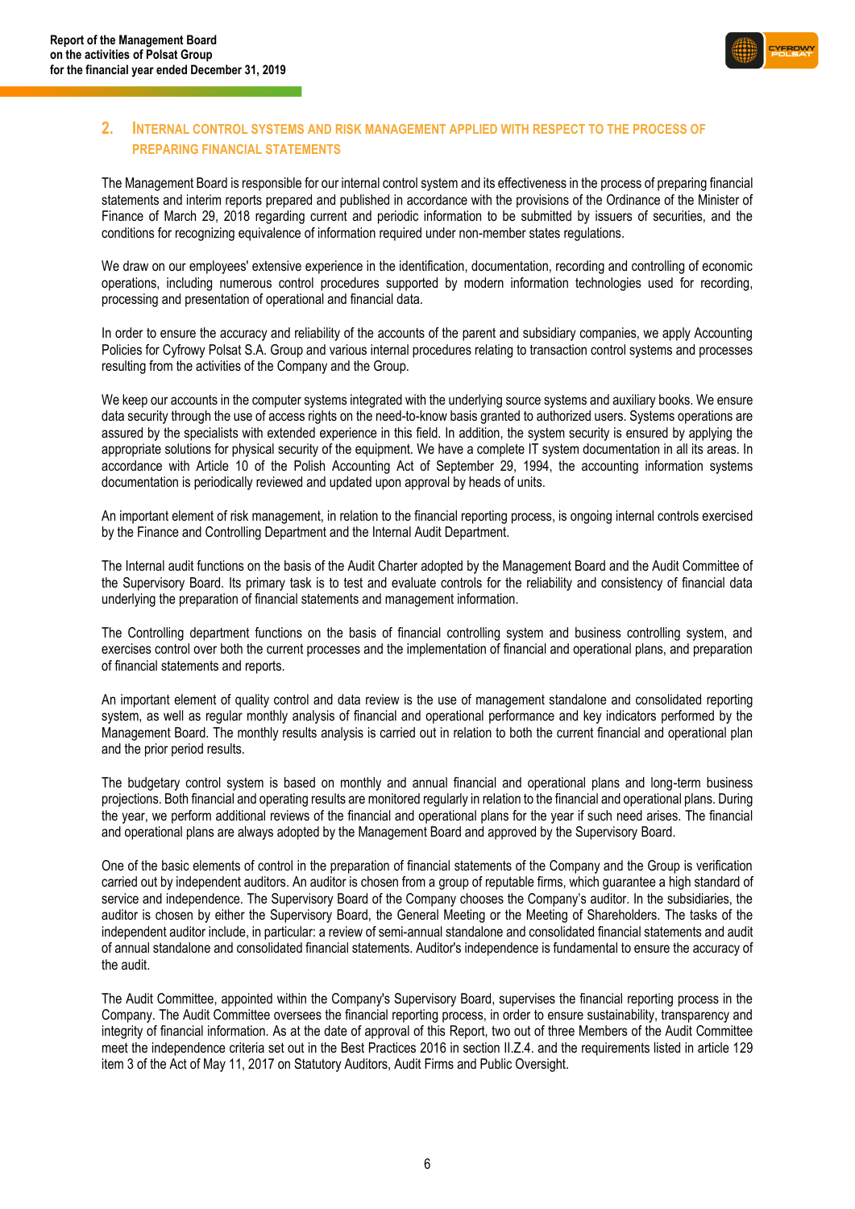## 2. Internal control systems and risk management applied with respect to the process of preparing financial statements

The Management Board is responsible for our internal control system and its effectiveness in the process of preparing financial statements and interim reports prepared and published in accordance with the provisions of the Ordinance of the Minister of Finance of March 29, 2018 regarding current and periodic information to be submitted by issuers of securities, and the conditions for recognizing equivalence of information required under non-member states regulations.

We draw on our employees' extensive experience in the identification, documentation, recording and controlling of economic operations, including numerous control procedures supported by modern information technologies used for recording, processing and presentation of operational and financial data.

In order to ensure the accuracy and reliability of the accounts of the parent and subsidiary companies, we apply Accounting Policies for Cyfrowy Polsat S.A. Group and various internal procedures relating to transaction control systems and processes resulting from the activities of the Company and the Group.

We keep our accounts in the computer systems integrated with the underlying source systems and auxiliary books. We ensure data security through the use of access rights on the need-to-know basis granted to authorized users. Systems operations are assured by the specialists with extended experience in this field. In addition, the system security is ensured by applying the appropriate solutions for physical security of the equipment. We have a complete IT system documentation in all its areas. In accordance with Article 10 of the Polish Accounting Act of September 29, 1994, the accounting information systems documentation is periodically reviewed and updated upon approval by heads of units.

An important element of risk management, in relation to the financial reporting process, is ongoing internal controls exercised by the Finance and Controlling Department and the Internal Audit Department.

The Internal audit functions on the basis of the Audit Charter adopted by the Management Board and the Audit Committee of the Supervisory Board. Its primary task is to test and evaluate controls for the reliability and consistency of financial data underlying the preparation of financial statements and management information.

The Controlling department functions on the basis of financial controlling system and business controlling system, and exercises control over both the current processes and the implementation of financial and operational plans, and preparation of financial statements and reports.

An important element of quality control and data review is the use of management standalone and consolidated reporting system, as well as regular monthly analysis of financial and operational performance and key indicators performed by the Management Board. The monthly results analysis is carried out in relation to both the current financial and operational plan and the prior period results.

The budgetary control system is based on monthly and annual financial and operational plans and long-term business projections. Both financial and operating results are monitored regularly in relation to the financial and operational plans. During the year, we perform additional reviews of the financial and operational plans for the year if such need arises. The financial and operational plans are always adopted by the Management Board and approved by the Supervisory Board.

One of the basic elements of control in the preparation of financial statements of the Company and the Group is verification carried out by independent auditors. An auditor is chosen from a group of reputable firms, which guarantee a high standard of service and independence. The Supervisory Board of the Company chooses the Company's auditor. In the subsidiaries, the auditor is chosen by either the Supervisory Board, the General Meeting or the Meeting of Shareholders. The tasks of the independent auditor include, in particular: a review of semi-annual standalone and consolidated financial statements and audit of annual standalone and consolidated financial statements. Auditor's independence is fundamental to ensure the accuracy of the audit.

The Audit Committee, appointed within the Company's Supervisory Board, supervises the financial reporting process in the Company. The Audit Committee oversees the financial reporting process, in order to ensure sustainability, transparency and integrity of financial information. As at the date of approval of this Report, two out of three Members of the Audit Committee meet the independence criteria set out in the Best Practices 2016 in section II.Z.4. and the requirements listed in article 129 item 3 of the Act of May 11, 2017 on Statutory Auditors, Audit Firms and Public Oversight.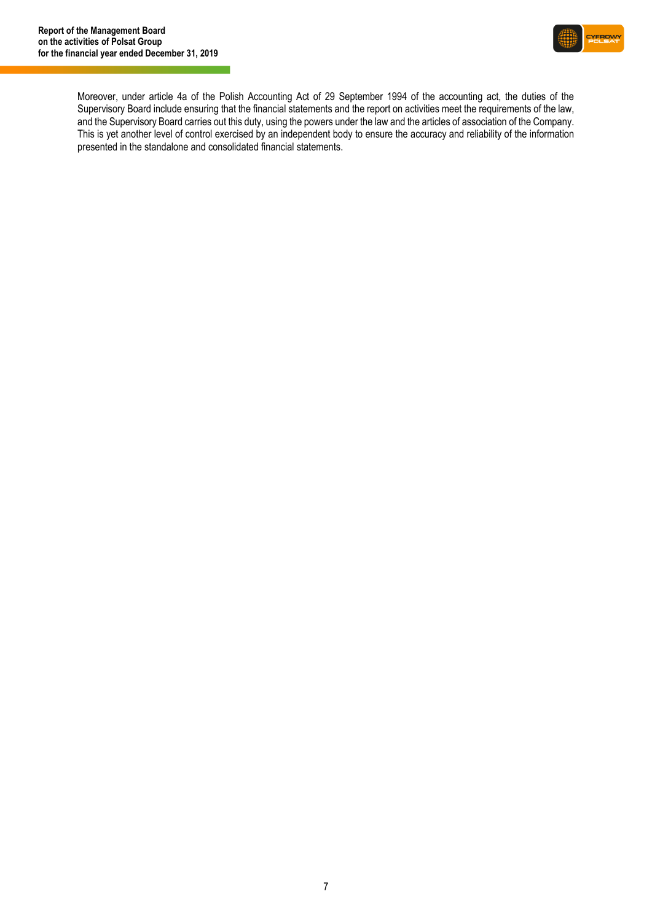Moreover, under article 4a of the Polish Accounting Act of 29 September 1994 of the accounting act, the duties of the Supervisory Board include ensuring that the financial statements and the report on activities meet the requirements of the law, and the Supervisory Board carries out this duty, using the powers under the law and the articles of association of the Company. This is yet another level of control exercised by an independent body to ensure the accuracy and reliability of the information presented in the standalone and consolidated financial statements.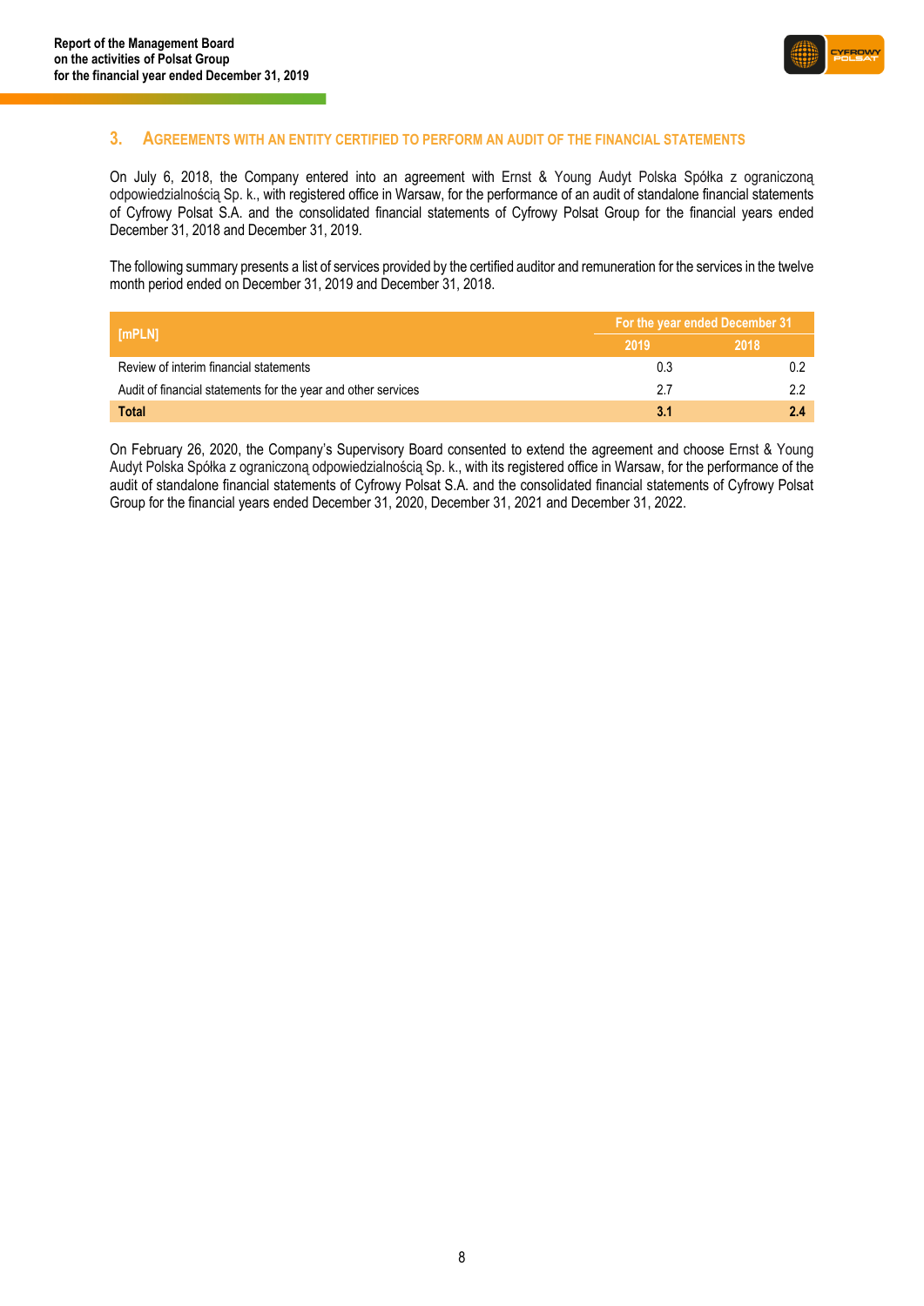## 3. Agreements with an entity certified to perform an audit of the financial statements

On July 6, 2018, the Company entered into an agreement with Ernst & Young Audyt Polska Spółka z ograniczoną odpowiedzialnością Sp. k., with registered office in Warsaw, for the performance of an audit of standalone financial statements of Cyfrowy Polsat S.A. and the consolidated financial statements of Cyfrowy Polsat Group for the financial years ended December 31, 2018 and December 31, 2019.

The following summary presents a list of services provided by the certified auditor and remuneration for the services in the twelve month period ended on December 31, 2019 and December 31, 2018.

| [mPLN] | For the year ended December 31 | |
|---|---|---|
| | 2019 | 2018 |
| Review of interim financial statements | 0.3 | 0.2 |
| Audit of financial statements for the year and other services | 2.7 | 2.2 |
| **Total** | **3.1** | **2.4** |

On February 26, 2020, the Company's Supervisory Board consented to extend the agreement and choose Ernst & Young Audyt Polska Spółka z ograniczoną odpowiedzialnością Sp. k., with its registered office in Warsaw, for the performance of the audit of standalone financial statements of Cyfrowy Polsat S.A. and the consolidated financial statements of Cyfrowy Polsat Group for the financial years ended December 31, 2020, December 31, 2021 and December 31, 2022.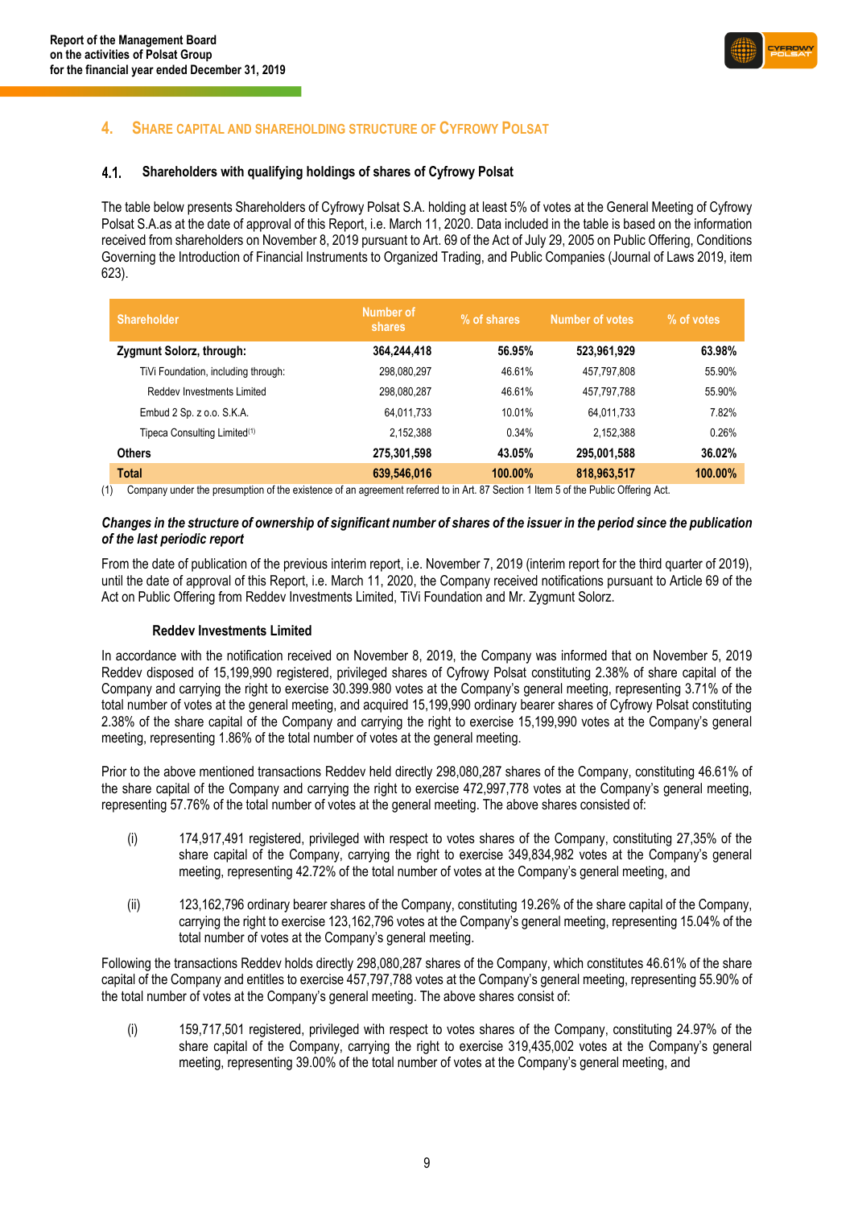## 4. SHARE CAPITAL AND SHAREHOLDING STRUCTURE OF CYFROWY POLSAT

### 4.1. Shareholders with qualifying holdings of shares of Cyfrowy Polsat

The table below presents Shareholders of Cyfrowy Polsat S.A. holding at least 5% of votes at the General Meeting of Cyfrowy Polsat S.A.as at the date of approval of this Report, i.e. March 11, 2020. Data included in the table is based on the information received from shareholders on November 8, 2019 pursuant to Art. 69 of the Act of July 29, 2005 on Public Offering, Conditions Governing the Introduction of Financial Instruments to Organized Trading, and Public Companies (Journal of Laws 2019, item 623).

| Shareholder | Number of shares | % of shares | Number of votes | % of votes |
|---|---|---|---|---|
| **Zygmunt Solorz, through:** | **364,244,418** | **56.95%** | **523,961,929** | **63.98%** |
| TiVi Foundation, including through: | 298,080,297 | 46.61% | 457,797,808 | 55.90% |
| Reddev Investments Limited | 298,080,287 | 46.61% | 457,797,788 | 55.90% |
| Embud 2 Sp. z o.o. S.K.A. | 64,011,733 | 10.01% | 64,011,733 | 7.82% |
| Tipeca Consulting Limited[(1)] | 2,152,388 | 0.34% | 2,152,388 | 0.26% |
| **Others** | **275,301,598** | **43.05%** | **295,001,588** | **36.02%** |
| **Total** | **639,546,016** | **100.00%** | **818,963,517** | **100.00%** |

(1) Company under the presumption of the existence of an agreement referred to in Art. 87 Section 1 Item 5 of the Public Offering Act.

***Changes in the structure of ownership of significant number of shares of the issuer in the period since the publication of the last periodic report***

From the date of publication of the previous interim report, i.e. November 7, 2019 (interim report for the third quarter of 2019), until the date of approval of this Report, i.e. March 11, 2020, the Company received notifications pursuant to Article 69 of the Act on Public Offering from Reddev Investments Limited, TiVi Foundation and Mr. Zygmunt Solorz.

**Reddev Investments Limited**

In accordance with the notification received on November 8, 2019, the Company was informed that on November 5, 2019 Reddev disposed of 15,199,990 registered, privileged shares of Cyfrowy Polsat constituting 2.38% of share capital of the Company and carrying the right to exercise 30.399.980 votes at the Company's general meeting, representing 3.71% of the total number of votes at the general meeting, and acquired 15,199,990 ordinary bearer shares of Cyfrowy Polsat constituting 2.38% of the share capital of the Company and carrying the right to exercise 15,199,990 votes at the Company's general meeting, representing 1.86% of the total number of votes at the general meeting.

Prior to the above mentioned transactions Reddev held directly 298,080,287 shares of the Company, constituting 46.61% of the share capital of the Company and carrying the right to exercise 472,997,778 votes at the Company's general meeting, representing 57.76% of the total number of votes at the general meeting. The above shares consisted of:

(i) 174,917,491 registered, privileged with respect to votes shares of the Company, constituting 27,35% of the share capital of the Company, carrying the right to exercise 349,834,982 votes at the Company's general meeting, representing 42.72% of the total number of votes at the Company's general meeting, and

(ii) 123,162,796 ordinary bearer shares of the Company, constituting 19.26% of the share capital of the Company, carrying the right to exercise 123,162,796 votes at the Company's general meeting, representing 15.04% of the total number of votes at the Company's general meeting.

Following the transactions Reddev holds directly 298,080,287 shares of the Company, which constitutes 46.61% of the share capital of the Company and entitles to exercise 457,797,788 votes at the Company's general meeting, representing 55.90% of the total number of votes at the Company's general meeting. The above shares consist of:

(i) 159,717,501 registered, privileged with respect to votes shares of the Company, constituting 24.97% of the share capital of the Company, carrying the right to exercise 319,435,002 votes at the Company's general meeting, representing 39.00% of the total number of votes at the Company's general meeting, and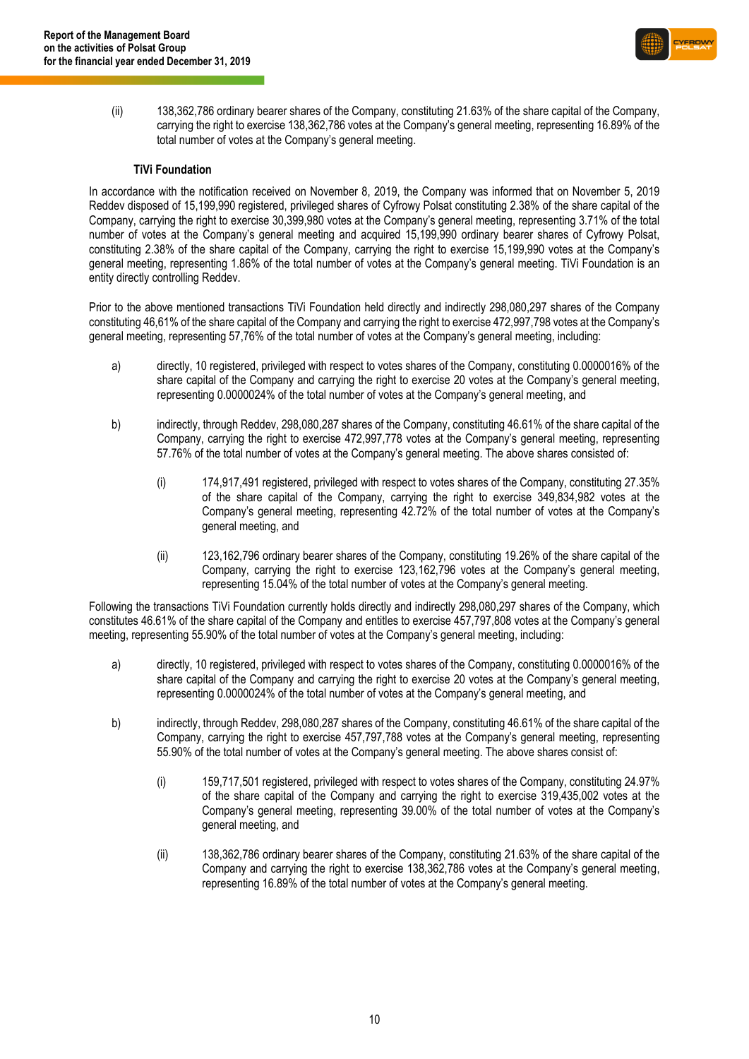(ii) 138,362,786 ordinary bearer shares of the Company, constituting 21.63% of the share capital of the Company, carrying the right to exercise 138,362,786 votes at the Company's general meeting, representing 16.89% of the total number of votes at the Company's general meeting.

### TiVi Foundation

In accordance with the notification received on November 8, 2019, the Company was informed that on November 5, 2019 Reddev disposed of 15,199,990 registered, privileged shares of Cyfrowy Polsat constituting 2.38% of the share capital of the Company, carrying the right to exercise 30,399,980 votes at the Company's general meeting, representing 3.71% of the total number of votes at the Company's general meeting and acquired 15,199,990 ordinary bearer shares of Cyfrowy Polsat, constituting 2.38% of the share capital of the Company, carrying the right to exercise 15,199,990 votes at the Company's general meeting, representing 1.86% of the total number of votes at the Company's general meeting. TiVi Foundation is an entity directly controlling Reddev.

Prior to the above mentioned transactions TiVi Foundation held directly and indirectly 298,080,297 shares of the Company constituting 46,61% of the share capital of the Company and carrying the right to exercise 472,997,798 votes at the Company's general meeting, representing 57,76% of the total number of votes at the Company's general meeting, including:

a) directly, 10 registered, privileged with respect to votes shares of the Company, constituting 0.0000016% of the share capital of the Company and carrying the right to exercise 20 votes at the Company's general meeting, representing 0.0000024% of the total number of votes at the Company's general meeting, and

b) indirectly, through Reddev, 298,080,287 shares of the Company, constituting 46.61% of the share capital of the Company, carrying the right to exercise 472,997,778 votes at the Company's general meeting, representing 57.76% of the total number of votes at the Company's general meeting. The above shares consisted of:

   (i) 174,917,491 registered, privileged with respect to votes shares of the Company, constituting 27.35% of the share capital of the Company, carrying the right to exercise 349,834,982 votes at the Company's general meeting, representing 42.72% of the total number of votes at the Company's general meeting, and

   (ii) 123,162,796 ordinary bearer shares of the Company, constituting 19.26% of the share capital of the Company, carrying the right to exercise 123,162,796 votes at the Company's general meeting, representing 15.04% of the total number of votes at the Company's general meeting.

Following the transactions TiVi Foundation currently holds directly and indirectly 298,080,297 shares of the Company, which constitutes 46.61% of the share capital of the Company and entitles to exercise 457,797,808 votes at the Company's general meeting, representing 55.90% of the total number of votes at the Company's general meeting, including:

a) directly, 10 registered, privileged with respect to votes shares of the Company, constituting 0.0000016% of the share capital of the Company and carrying the right to exercise 20 votes at the Company's general meeting, representing 0.0000024% of the total number of votes at the Company's general meeting, and

b) indirectly, through Reddev, 298,080,287 shares of the Company, constituting 46.61% of the share capital of the Company, carrying the right to exercise 457,797,788 votes at the Company's general meeting, representing 55.90% of the total number of votes at the Company's general meeting. The above shares consist of:

   (i) 159,717,501 registered, privileged with respect to votes shares of the Company, constituting 24.97% of the share capital of the Company and carrying the right to exercise 319,435,002 votes at the Company's general meeting, representing 39.00% of the total number of votes at the Company's general meeting, and

   (ii) 138,362,786 ordinary bearer shares of the Company, constituting 21.63% of the share capital of the Company and carrying the right to exercise 138,362,786 votes at the Company's general meeting, representing 16.89% of the total number of votes at the Company's general meeting.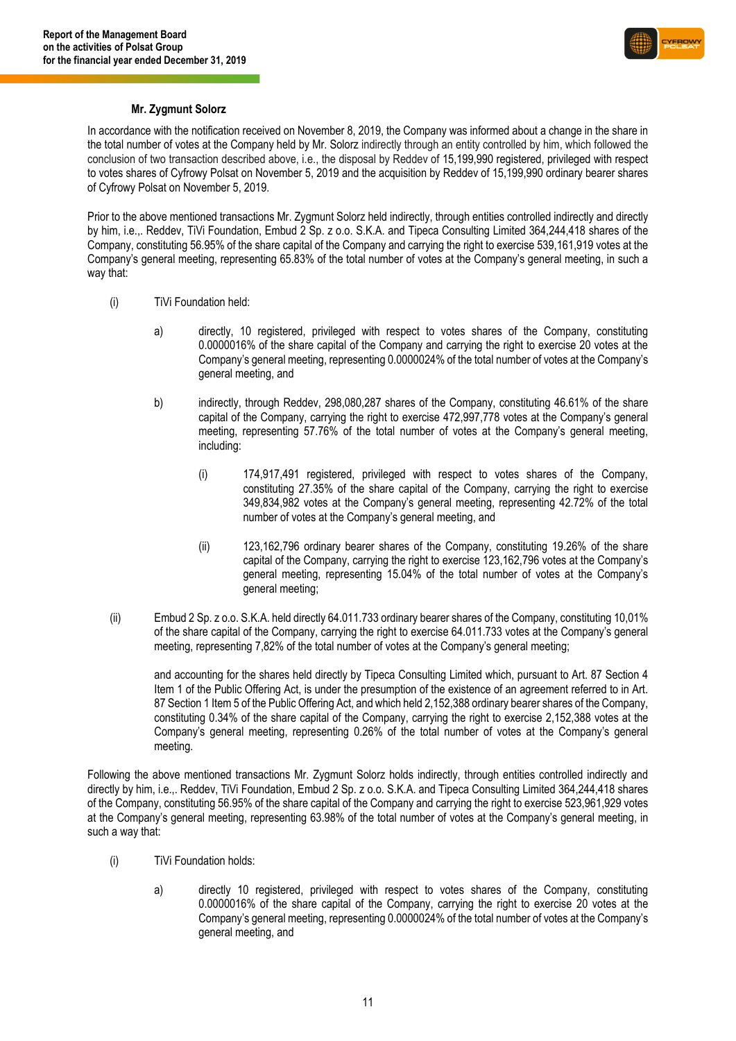**Mr. Zygmunt Solorz**

In accordance with the notification received on November 8, 2019, the Company was informed about a change in the share in the total number of votes at the Company held by Mr. Solorz indirectly through an entity controlled by him, which followed the conclusion of two transaction described above, i.e., the disposal by Reddev of 15,199,990 registered, privileged with respect to votes shares of Cyfrowy Polsat on November 5, 2019 and the acquisition by Reddev of 15,199,990 ordinary bearer shares of Cyfrowy Polsat on November 5, 2019.

Prior to the above mentioned transactions Mr. Zygmunt Solorz held indirectly, through entities controlled indirectly and directly by him, i.e.,. Reddev, TiVi Foundation, Embud 2 Sp. z o.o. S.K.A. and Tipeca Consulting Limited 364,244,418 shares of the Company, constituting 56.95% of the share capital of the Company and carrying the right to exercise 539,161,919 votes at the Company's general meeting, representing 65.83% of the total number of votes at the Company's general meeting, in such a way that:

(i) TiVi Foundation held:

a) directly, 10 registered, privileged with respect to votes shares of the Company, constituting 0.0000016% of the share capital of the Company and carrying the right to exercise 20 votes at the Company's general meeting, representing 0.0000024% of the total number of votes at the Company's general meeting, and

b) indirectly, through Reddev, 298,080,287 shares of the Company, constituting 46.61% of the share capital of the Company, carrying the right to exercise 472,997,778 votes at the Company's general meeting, representing 57.76% of the total number of votes at the Company's general meeting, including:

(i) 174,917,491 registered, privileged with respect to votes shares of the Company, constituting 27.35% of the share capital of the Company, carrying the right to exercise 349,834,982 votes at the Company's general meeting, representing 42.72% of the total number of votes at the Company's general meeting, and

(ii) 123,162,796 ordinary bearer shares of the Company, constituting 19.26% of the share capital of the Company, carrying the right to exercise 123,162,796 votes at the Company's general meeting, representing 15.04% of the total number of votes at the Company's general meeting;

(ii) Embud 2 Sp. z o.o. S.K.A. held directly 64.011.733 ordinary bearer shares of the Company, constituting 10,01% of the share capital of the Company, carrying the right to exercise 64.011.733 votes at the Company's general meeting, representing 7,82% of the total number of votes at the Company's general meeting;

and accounting for the shares held directly by Tipeca Consulting Limited which, pursuant to Art. 87 Section 4 Item 1 of the Public Offering Act, is under the presumption of the existence of an agreement referred to in Art. 87 Section 1 Item 5 of the Public Offering Act, and which held 2,152,388 ordinary bearer shares of the Company, constituting 0.34% of the share capital of the Company, carrying the right to exercise 2,152,388 votes at the Company's general meeting, representing 0.26% of the total number of votes at the Company's general meeting.

Following the above mentioned transactions Mr. Zygmunt Solorz holds indirectly, through entities controlled indirectly and directly by him, i.e.,. Reddev, TiVi Foundation, Embud 2 Sp. z o.o. S.K.A. and Tipeca Consulting Limited 364,244,418 shares of the Company, constituting 56.95% of the share capital of the Company and carrying the right to exercise 523,961,929 votes at the Company's general meeting, representing 63.98% of the total number of votes at the Company's general meeting, in such a way that:

(i) TiVi Foundation holds:

a) directly 10 registered, privileged with respect to votes shares of the Company, constituting 0.0000016% of the share capital of the Company, carrying the right to exercise 20 votes at the Company's general meeting, representing 0.0000024% of the total number of votes at the Company's general meeting, and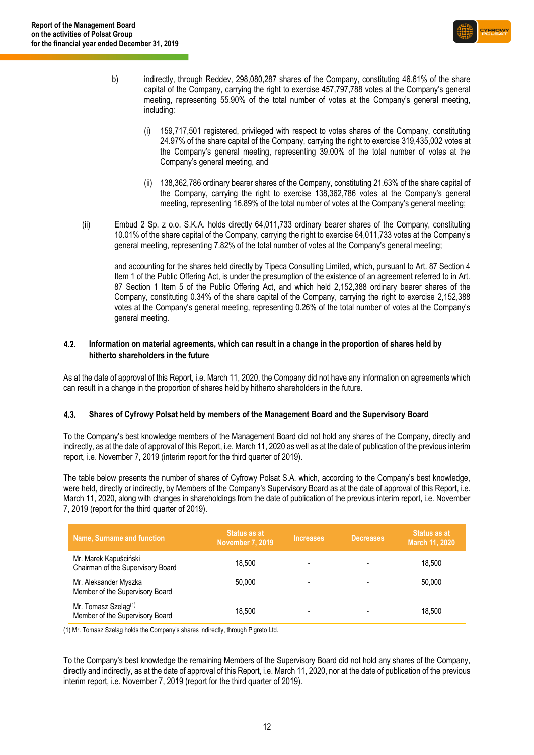b) indirectly, through Reddev, 298,080,287 shares of the Company, constituting 46.61% of the share capital of the Company, carrying the right to exercise 457,797,788 votes at the Company's general meeting, representing 55.90% of the total number of votes at the Company's general meeting, including:

  (i) 159,717,501 registered, privileged with respect to votes shares of the Company, constituting 24.97% of the share capital of the Company, carrying the right to exercise 319,435,002 votes at the Company's general meeting, representing 39.00% of the total number of votes at the Company's general meeting, and

  (ii) 138,362,786 ordinary bearer shares of the Company, constituting 21.63% of the share capital of the Company, carrying the right to exercise 138,362,786 votes at the Company's general meeting, representing 16.89% of the total number of votes at the Company's general meeting;

(ii) Embud 2 Sp. z o.o. S.K.A. holds directly 64,011,733 ordinary bearer shares of the Company, constituting 10.01% of the share capital of the Company, carrying the right to exercise 64,011,733 votes at the Company's general meeting, representing 7.82% of the total number of votes at the Company's general meeting;

and accounting for the shares held directly by Tipeca Consulting Limited, which, pursuant to Art. 87 Section 4 Item 1 of the Public Offering Act, is under the presumption of the existence of an agreement referred to in Art. 87 Section 1 Item 5 of the Public Offering Act, and which held 2,152,388 ordinary bearer shares of the Company, constituting 0.34% of the share capital of the Company, carrying the right to exercise 2,152,388 votes at the Company's general meeting, representing 0.26% of the total number of votes at the Company's general meeting.

### 4.2. Information on material agreements, which can result in a change in the proportion of shares held by hitherto shareholders in the future

As at the date of approval of this Report, i.e. March 11, 2020, the Company did not have any information on agreements which can result in a change in the proportion of shares held by hitherto shareholders in the future.

### 4.3. Shares of Cyfrowy Polsat held by members of the Management Board and the Supervisory Board

To the Company's best knowledge members of the Management Board did not hold any shares of the Company, directly and indirectly, as at the date of approval of this Report, i.e. March 11, 2020 as well as at the date of publication of the previous interim report, i.e. November 7, 2019 (interim report for the third quarter of 2019).

The table below presents the number of shares of Cyfrowy Polsat S.A. which, according to the Company's best knowledge, were held, directly or indirectly, by Members of the Company's Supervisory Board as at the date of approval of this Report, i.e. March 11, 2020, along with changes in shareholdings from the date of publication of the previous interim report, i.e. November 7, 2019 (report for the third quarter of 2019).

| Name, Surname and function | Status as at November 7, 2019 | Increases | Decreases | Status as at March 11, 2020 |
|---|---|---|---|---|
| Mr. Marek Kapuściński<br>Chairman of the Supervisory Board | 18,500 | - | - | 18,500 |
| Mr. Aleksander Myszka<br>Member of the Supervisory Board | 50,000 | - | - | 50,000 |
| Mr. Tomasz Szeląg[(1)]<br>Member of the Supervisory Board | 18,500 | - | - | 18,500 |

(1) Mr. Tomasz Szeląg holds the Company's shares indirectly, through Pigreto Ltd.

To the Company's best knowledge the remaining Members of the Supervisory Board did not hold any shares of the Company, directly and indirectly, as at the date of approval of this Report, i.e. March 11, 2020, nor at the date of publication of the previous interim report, i.e. November 7, 2019 (report for the third quarter of 2019).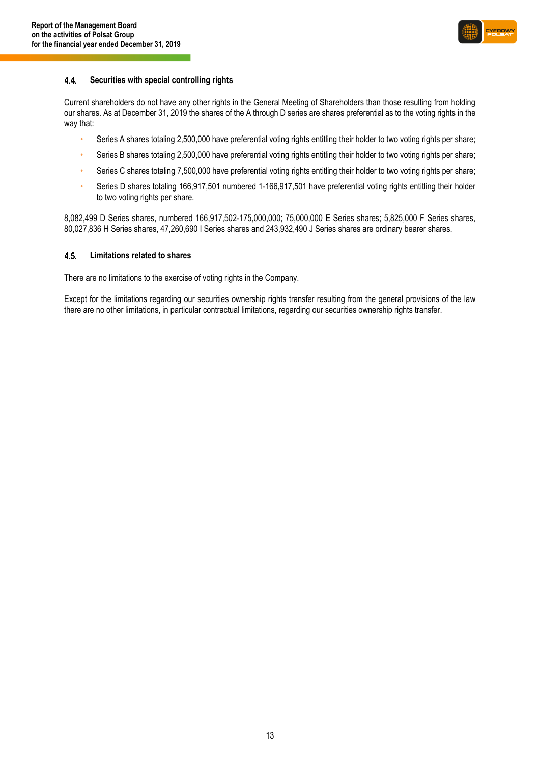### 4.4. Securities with special controlling rights

Current shareholders do not have any other rights in the General Meeting of Shareholders than those resulting from holding our shares. As at December 31, 2019 the shares of the A through D series are shares preferential as to the voting rights in the way that:

- Series A shares totaling 2,500,000 have preferential voting rights entitling their holder to two voting rights per share;
- Series B shares totaling 2,500,000 have preferential voting rights entitling their holder to two voting rights per share;
- Series C shares totaling 7,500,000 have preferential voting rights entitling their holder to two voting rights per share;
- Series D shares totaling 166,917,501 numbered 1-166,917,501 have preferential voting rights entitling their holder to two voting rights per share.

8,082,499 D Series shares, numbered 166,917,502-175,000,000; 75,000,000 E Series shares; 5,825,000 F Series shares, 80,027,836 H Series shares, 47,260,690 I Series shares and 243,932,490 J Series shares are ordinary bearer shares.

### 4.5. Limitations related to shares

There are no limitations to the exercise of voting rights in the Company.

Except for the limitations regarding our securities ownership rights transfer resulting from the general provisions of the law there are no other limitations, in particular contractual limitations, regarding our securities ownership rights transfer.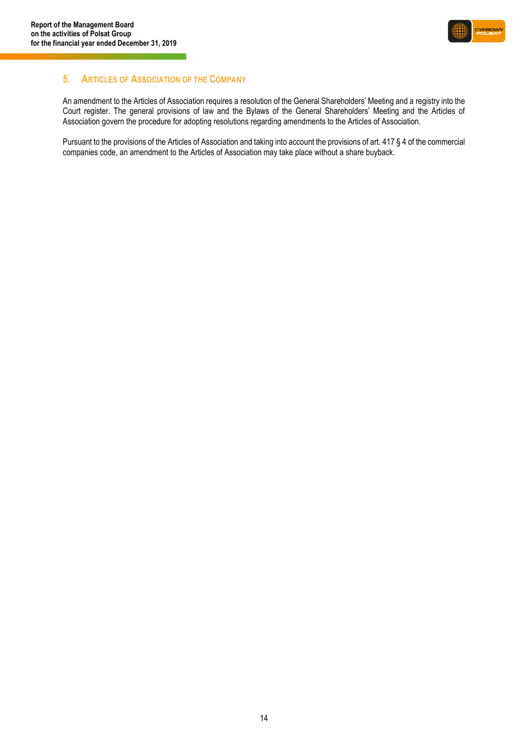## 5. ARTICLES OF ASSOCIATION OF THE COMPANY

An amendment to the Articles of Association requires a resolution of the General Shareholders' Meeting and a registry into the Court register. The general provisions of law and the Bylaws of the General Shareholders' Meeting and the Articles of Association govern the procedure for adopting resolutions regarding amendments to the Articles of Association.

Pursuant to the provisions of the Articles of Association and taking into account the provisions of art. 417 § 4 of the commercial companies code, an amendment to the Articles of Association may take place without a share buyback.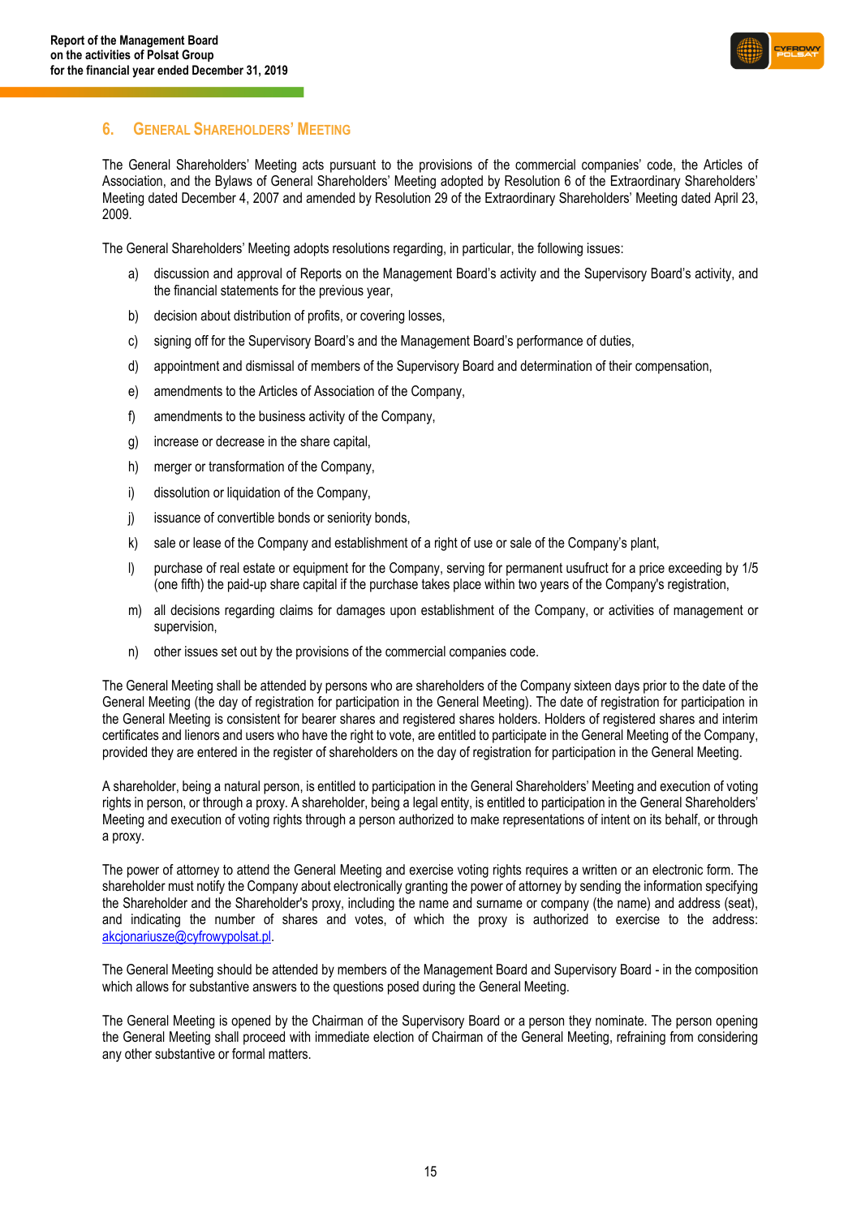## 6. GENERAL SHAREHOLDERS' MEETING

The General Shareholders' Meeting acts pursuant to the provisions of the commercial companies' code, the Articles of Association, and the Bylaws of General Shareholders' Meeting adopted by Resolution 6 of the Extraordinary Shareholders' Meeting dated December 4, 2007 and amended by Resolution 29 of the Extraordinary Shareholders' Meeting dated April 23, 2009.

The General Shareholders' Meeting adopts resolutions regarding, in particular, the following issues:

a) discussion and approval of Reports on the Management Board's activity and the Supervisory Board's activity, and the financial statements for the previous year,

b) decision about distribution of profits, or covering losses,

c) signing off for the Supervisory Board's and the Management Board's performance of duties,

d) appointment and dismissal of members of the Supervisory Board and determination of their compensation,

e) amendments to the Articles of Association of the Company,

f) amendments to the business activity of the Company,

g) increase or decrease in the share capital,

h) merger or transformation of the Company,

i) dissolution or liquidation of the Company,

j) issuance of convertible bonds or seniority bonds,

k) sale or lease of the Company and establishment of a right of use or sale of the Company's plant,

l) purchase of real estate or equipment for the Company, serving for permanent usufruct for a price exceeding by 1/5 (one fifth) the paid-up share capital if the purchase takes place within two years of the Company's registration,

m) all decisions regarding claims for damages upon establishment of the Company, or activities of management or supervision,

n) other issues set out by the provisions of the commercial companies code.

The General Meeting shall be attended by persons who are shareholders of the Company sixteen days prior to the date of the General Meeting (the day of registration for participation in the General Meeting). The date of registration for participation in the General Meeting is consistent for bearer shares and registered shares holders. Holders of registered shares and interim certificates and lienors and users who have the right to vote, are entitled to participate in the General Meeting of the Company, provided they are entered in the register of shareholders on the day of registration for participation in the General Meeting.

A shareholder, being a natural person, is entitled to participation in the General Shareholders' Meeting and execution of voting rights in person, or through a proxy. A shareholder, being a legal entity, is entitled to participation in the General Shareholders' Meeting and execution of voting rights through a person authorized to make representations of intent on its behalf, or through a proxy.

The power of attorney to attend the General Meeting and exercise voting rights requires a written or an electronic form. The shareholder must notify the Company about electronically granting the power of attorney by sending the information specifying the Shareholder and the Shareholder's proxy, including the name and surname or company (the name) and address (seat), and indicating the number of shares and votes, of which the proxy is authorized to exercise to the address: akcjonariusze@cyfrowypolsat.pl.

The General Meeting should be attended by members of the Management Board and Supervisory Board - in the composition which allows for substantive answers to the questions posed during the General Meeting.

The General Meeting is opened by the Chairman of the Supervisory Board or a person they nominate. The person opening the General Meeting shall proceed with immediate election of Chairman of the General Meeting, refraining from considering any other substantive or formal matters.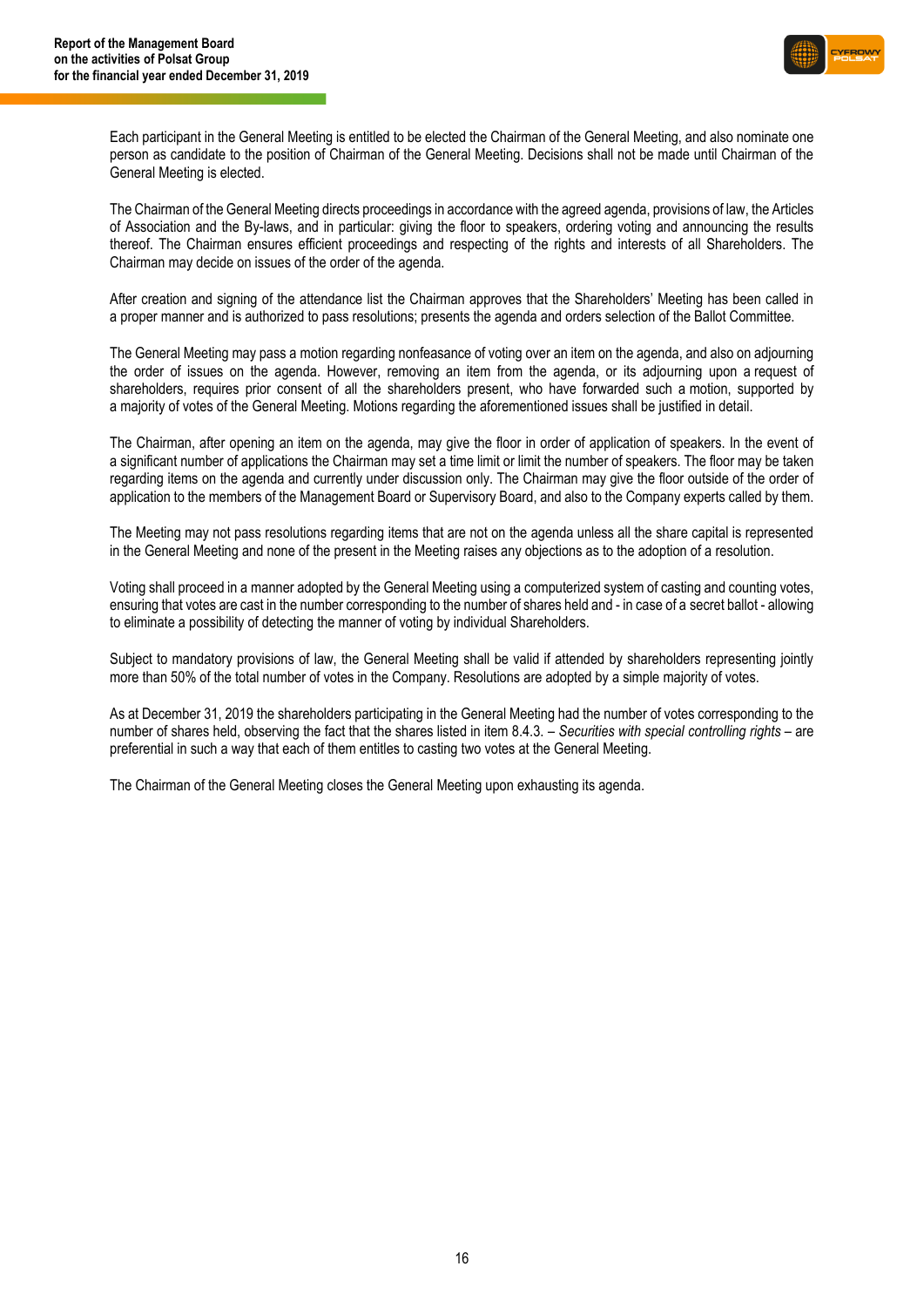Each participant in the General Meeting is entitled to be elected the Chairman of the General Meeting, and also nominate one person as candidate to the position of Chairman of the General Meeting. Decisions shall not be made until Chairman of the General Meeting is elected.

The Chairman of the General Meeting directs proceedings in accordance with the agreed agenda, provisions of law, the Articles of Association and the By-laws, and in particular: giving the floor to speakers, ordering voting and announcing the results thereof. The Chairman ensures efficient proceedings and respecting of the rights and interests of all Shareholders. The Chairman may decide on issues of the order of the agenda.

After creation and signing of the attendance list the Chairman approves that the Shareholders' Meeting has been called in a proper manner and is authorized to pass resolutions; presents the agenda and orders selection of the Ballot Committee.

The General Meeting may pass a motion regarding nonfeasance of voting over an item on the agenda, and also on adjourning the order of issues on the agenda. However, removing an item from the agenda, or its adjourning upon a request of shareholders, requires prior consent of all the shareholders present, who have forwarded such a motion, supported by a majority of votes of the General Meeting. Motions regarding the aforementioned issues shall be justified in detail.

The Chairman, after opening an item on the agenda, may give the floor in order of application of speakers. In the event of a significant number of applications the Chairman may set a time limit or limit the number of speakers. The floor may be taken regarding items on the agenda and currently under discussion only. The Chairman may give the floor outside of the order of application to the members of the Management Board or Supervisory Board, and also to the Company experts called by them.

The Meeting may not pass resolutions regarding items that are not on the agenda unless all the share capital is represented in the General Meeting and none of the present in the Meeting raises any objections as to the adoption of a resolution.

Voting shall proceed in a manner adopted by the General Meeting using a computerized system of casting and counting votes, ensuring that votes are cast in the number corresponding to the number of shares held and - in case of a secret ballot - allowing to eliminate a possibility of detecting the manner of voting by individual Shareholders.

Subject to mandatory provisions of law, the General Meeting shall be valid if attended by shareholders representing jointly more than 50% of the total number of votes in the Company. Resolutions are adopted by a simple majority of votes.

As at December 31, 2019 the shareholders participating in the General Meeting had the number of votes corresponding to the number of shares held, observing the fact that the shares listed in item 8.4.3. – *Securities with special controlling rights* – are preferential in such a way that each of them entitles to casting two votes at the General Meeting.

The Chairman of the General Meeting closes the General Meeting upon exhausting its agenda.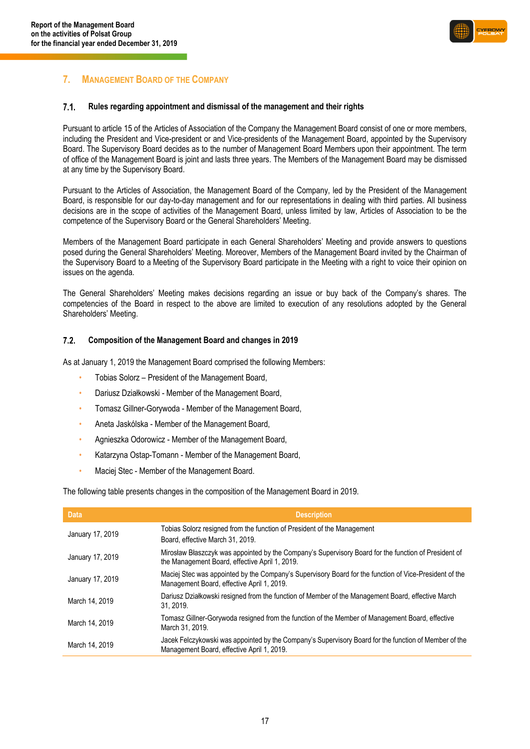## 7. MANAGEMENT BOARD OF THE COMPANY

### 7.1. Rules regarding appointment and dismissal of the management and their rights

Pursuant to article 15 of the Articles of Association of the Company the Management Board consist of one or more members, including the President and Vice-president or and Vice-presidents of the Management Board, appointed by the Supervisory Board. The Supervisory Board decides as to the number of Management Board Members upon their appointment. The term of office of the Management Board is joint and lasts three years. The Members of the Management Board may be dismissed at any time by the Supervisory Board.

Pursuant to the Articles of Association, the Management Board of the Company, led by the President of the Management Board, is responsible for our day-to-day management and for our representations in dealing with third parties. All business decisions are in the scope of activities of the Management Board, unless limited by law, Articles of Association to be the competence of the Supervisory Board or the General Shareholders' Meeting.

Members of the Management Board participate in each General Shareholders' Meeting and provide answers to questions posed during the General Shareholders' Meeting. Moreover, Members of the Management Board invited by the Chairman of the Supervisory Board to a Meeting of the Supervisory Board participate in the Meeting with a right to voice their opinion on issues on the agenda.

The General Shareholders' Meeting makes decisions regarding an issue or buy back of the Company's shares. The competencies of the Board in respect to the above are limited to execution of any resolutions adopted by the General Shareholders' Meeting.

### 7.2. Composition of the Management Board and changes in 2019

As at January 1, 2019 the Management Board comprised the following Members:

- Tobias Solorz – President of the Management Board,
- Dariusz Działkowski - Member of the Management Board,
- Tomasz Gillner-Gorywoda - Member of the Management Board,
- Aneta Jaskólska - Member of the Management Board,
- Agnieszka Odorowicz - Member of the Management Board,
- Katarzyna Ostap-Tomann - Member of the Management Board,
- Maciej Stec - Member of the Management Board.

The following table presents changes in the composition of the Management Board in 2019.

| Data | Description |
|---|---|
| January 17, 2019 | Tobias Solorz resigned from the function of President of the Management Board, effective March 31, 2019. |
| January 17, 2019 | Mirosław Błaszczyk was appointed by the Company's Supervisory Board for the function of President of the Management Board, effective April 1, 2019. |
| January 17, 2019 | Maciej Stec was appointed by the Company's Supervisory Board for the function of Vice-President of the Management Board, effective April 1, 2019. |
| March 14, 2019 | Dariusz Działkowski resigned from the function of Member of the Management Board, effective March 31, 2019. |
| March 14, 2019 | Tomasz Gillner-Gorywoda resigned from the function of the Member of Management Board, effective March 31, 2019. |
| March 14, 2019 | Jacek Felczykowski was appointed by the Company's Supervisory Board for the function of Member of the Management Board, effective April 1, 2019. |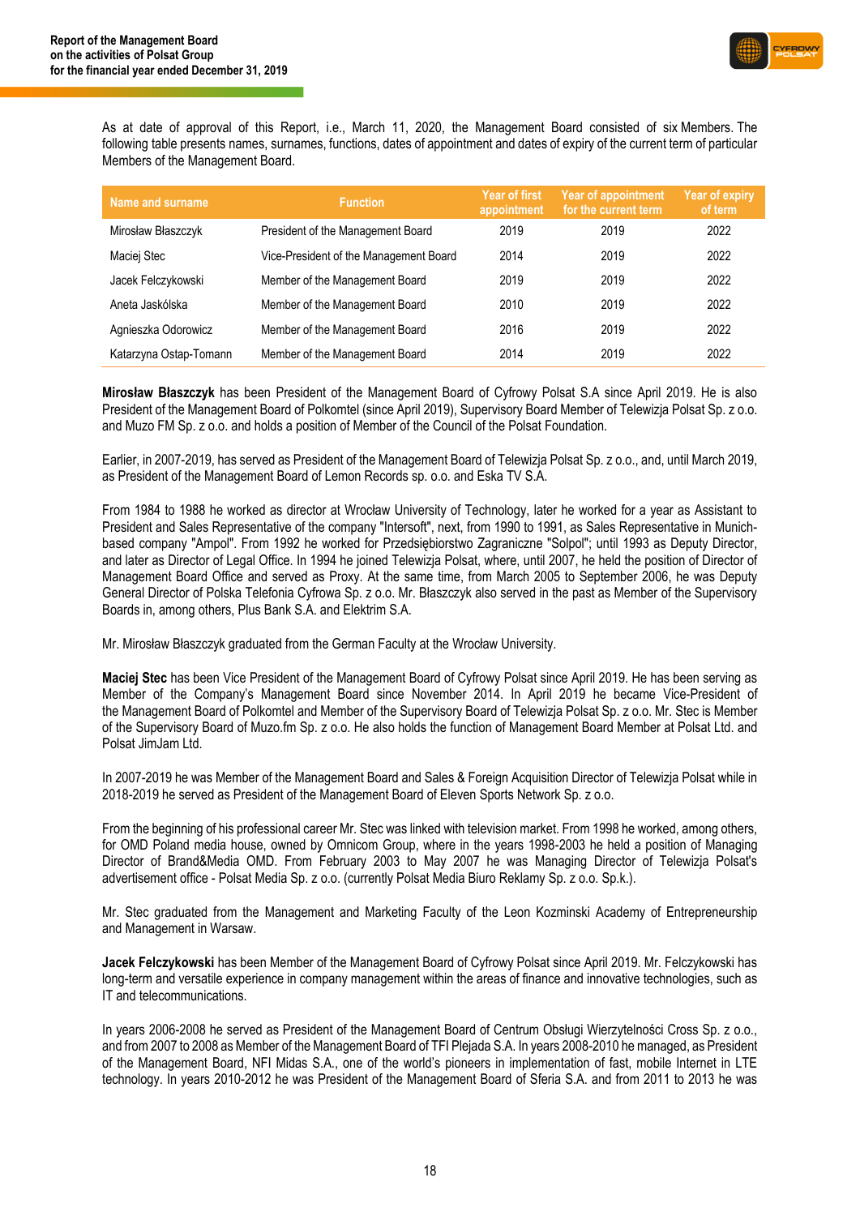As at date of approval of this Report, i.e., March 11, 2020, the Management Board consisted of six Members. The following table presents names, surnames, functions, dates of appointment and dates of expiry of the current term of particular Members of the Management Board.

| Name and surname | Function | Year of first appointment | Year of appointment for the current term | Year of expiry of term |
|---|---|---|---|---|
| Mirosław Błaszczyk | President of the Management Board | 2019 | 2019 | 2022 |
| Maciej Stec | Vice-President of the Management Board | 2014 | 2019 | 2022 |
| Jacek Felczykowski | Member of the Management Board | 2019 | 2019 | 2022 |
| Aneta Jaskólska | Member of the Management Board | 2010 | 2019 | 2022 |
| Agnieszka Odorowicz | Member of the Management Board | 2016 | 2019 | 2022 |
| Katarzyna Ostap-Tomann | Member of the Management Board | 2014 | 2019 | 2022 |

**Mirosław Błaszczyk** has been President of the Management Board of Cyfrowy Polsat S.A since April 2019. He is also President of the Management Board of Polkomtel (since April 2019), Supervisory Board Member of Telewizja Polsat Sp. z o.o. and Muzo FM Sp. z o.o. and holds a position of Member of the Council of the Polsat Foundation.

Earlier, in 2007-2019, has served as President of the Management Board of Telewizja Polsat Sp. z o.o., and, until March 2019, as President of the Management Board of Lemon Records sp. o.o. and Eska TV S.A.

From 1984 to 1988 he worked as director at Wrocław University of Technology, later he worked for a year as Assistant to President and Sales Representative of the company "Intersoft", next, from 1990 to 1991, as Sales Representative in Munich-based company "Ampol". From 1992 he worked for Przedsiębiorstwo Zagraniczne "Solpol"; until 1993 as Deputy Director, and later as Director of Legal Office. In 1994 he joined Telewizja Polsat, where, until 2007, he held the position of Director of Management Board Office and served as Proxy. At the same time, from March 2005 to September 2006, he was Deputy General Director of Polska Telefonia Cyfrowa Sp. z o.o. Mr. Błaszczyk also served in the past as Member of the Supervisory Boards in, among others, Plus Bank S.A. and Elektrim S.A.

Mr. Mirosław Błaszczyk graduated from the German Faculty at the Wrocław University.

**Maciej Stec** has been Vice President of the Management Board of Cyfrowy Polsat since April 2019. He has been serving as Member of the Company's Management Board since November 2014. In April 2019 he became Vice-President of the Management Board of Polkomtel and Member of the Supervisory Board of Telewizja Polsat Sp. z o.o. Mr. Stec is Member of the Supervisory Board of Muzo.fm Sp. z o.o. He also holds the function of Management Board Member at Polsat Ltd. and Polsat JimJam Ltd.

In 2007-2019 he was Member of the Management Board and Sales & Foreign Acquisition Director of Telewizja Polsat while in 2018-2019 he served as President of the Management Board of Eleven Sports Network Sp. z o.o.

From the beginning of his professional career Mr. Stec was linked with television market. From 1998 he worked, among others, for OMD Poland media house, owned by Omnicom Group, where in the years 1998-2003 he held a position of Managing Director of Brand&Media OMD. From February 2003 to May 2007 he was Managing Director of Telewizja Polsat's advertisement office - Polsat Media Sp. z o.o. (currently Polsat Media Biuro Reklamy Sp. z o.o. Sp.k.).

Mr. Stec graduated from the Management and Marketing Faculty of the Leon Kozminski Academy of Entrepreneurship and Management in Warsaw.

**Jacek Felczykowski** has been Member of the Management Board of Cyfrowy Polsat since April 2019. Mr. Felczykowski has long-term and versatile experience in company management within the areas of finance and innovative technologies, such as IT and telecommunications.

In years 2006-2008 he served as President of the Management Board of Centrum Obsługi Wierzytelności Cross Sp. z o.o., and from 2007 to 2008 as Member of the Management Board of TFI Plejada S.A. In years 2008-2010 he managed, as President of the Management Board, NFI Midas S.A., one of the world's pioneers in implementation of fast, mobile Internet in LTE technology. In years 2010-2012 he was President of the Management Board of Sferia S.A. and from 2011 to 2013 he was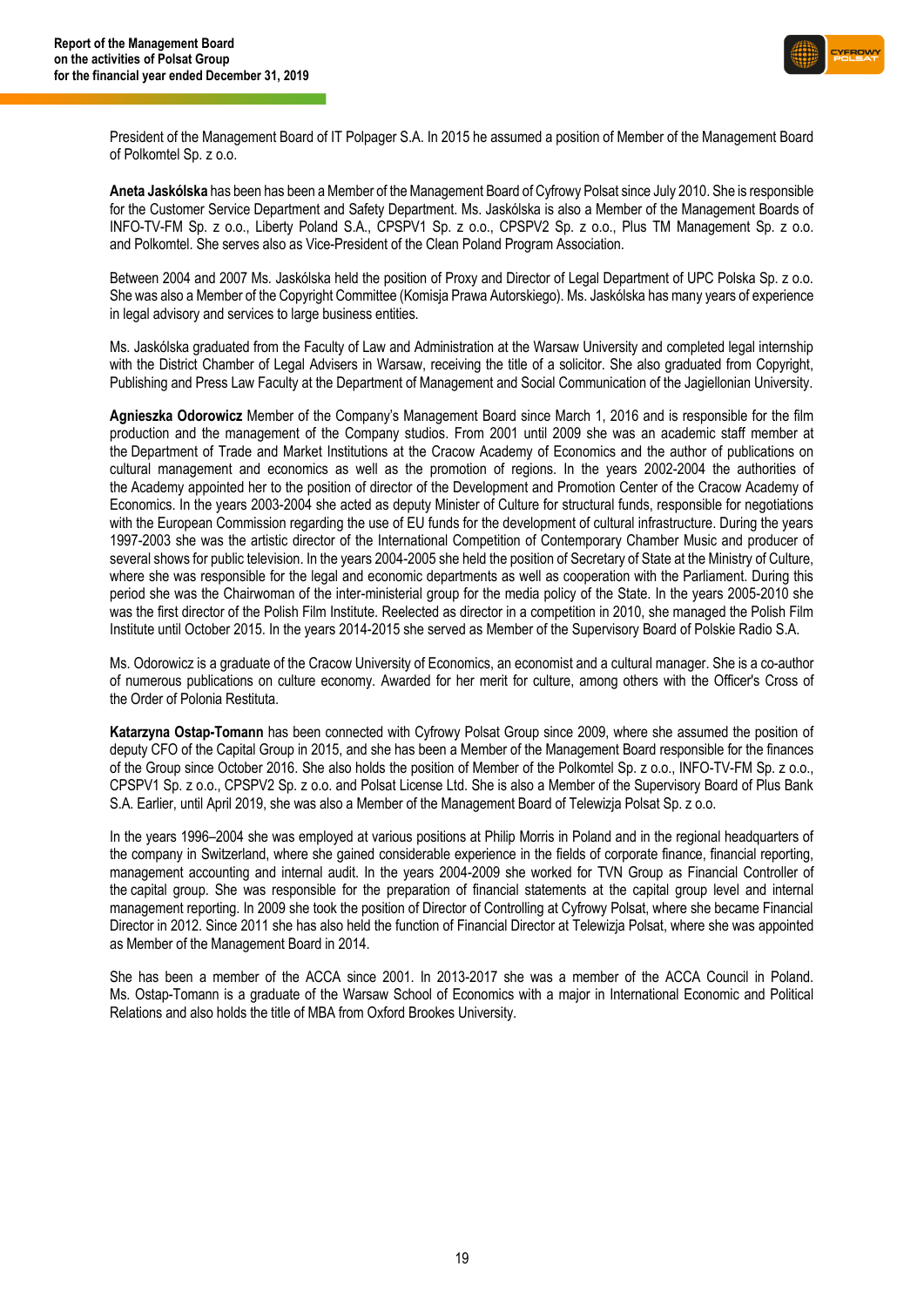President of the Management Board of IT Polpager S.A. In 2015 he assumed a position of Member of the Management Board of Polkomtel Sp. z o.o.

**Aneta Jaskólska** has been has been a Member of the Management Board of Cyfrowy Polsat since July 2010. She is responsible for the Customer Service Department and Safety Department. Ms. Jaskólska is also a Member of the Management Boards of INFO-TV-FM Sp. z o.o., Liberty Poland S.A., CPSPV1 Sp. z o.o., CPSPV2 Sp. z o.o., Plus TM Management Sp. z o.o. and Polkomtel. She serves also as Vice-President of the Clean Poland Program Association.

Between 2004 and 2007 Ms. Jaskólska held the position of Proxy and Director of Legal Department of UPC Polska Sp. z o.o. She was also a Member of the Copyright Committee (Komisja Prawa Autorskiego). Ms. Jaskólska has many years of experience in legal advisory and services to large business entities.

Ms. Jaskólska graduated from the Faculty of Law and Administration at the Warsaw University and completed legal internship with the District Chamber of Legal Advisers in Warsaw, receiving the title of a solicitor. She also graduated from Copyright, Publishing and Press Law Faculty at the Department of Management and Social Communication of the Jagiellonian University.

**Agnieszka Odorowicz** Member of the Company's Management Board since March 1, 2016 and is responsible for the film production and the management of the Company studios. From 2001 until 2009 she was an academic staff member at the Department of Trade and Market Institutions at the Cracow Academy of Economics and the author of publications on cultural management and economics as well as the promotion of regions. In the years 2002-2004 the authorities of the Academy appointed her to the position of director of the Development and Promotion Center of the Cracow Academy of Economics. In the years 2003-2004 she acted as deputy Minister of Culture for structural funds, responsible for negotiations with the European Commission regarding the use of EU funds for the development of cultural infrastructure. During the years 1997-2003 she was the artistic director of the International Competition of Contemporary Chamber Music and producer of several shows for public television. In the years 2004-2005 she held the position of Secretary of State at the Ministry of Culture, where she was responsible for the legal and economic departments as well as cooperation with the Parliament. During this period she was the Chairwoman of the inter-ministerial group for the media policy of the State. In the years 2005-2010 she was the first director of the Polish Film Institute. Reelected as director in a competition in 2010, she managed the Polish Film Institute until October 2015. In the years 2014-2015 she served as Member of the Supervisory Board of Polskie Radio S.A.

Ms. Odorowicz is a graduate of the Cracow University of Economics, an economist and a cultural manager. She is a co-author of numerous publications on culture economy. Awarded for her merit for culture, among others with the Officer's Cross of the Order of Polonia Restituta.

**Katarzyna Ostap-Tomann** has been connected with Cyfrowy Polsat Group since 2009, where she assumed the position of deputy CFO of the Capital Group in 2015, and she has been a Member of the Management Board responsible for the finances of the Group since October 2016. She also holds the position of Member of the Polkomtel Sp. z o.o., INFO-TV-FM Sp. z o.o., CPSPV1 Sp. z o.o., CPSPV2 Sp. z o.o. and Polsat License Ltd. She is also a Member of the Supervisory Board of Plus Bank S.A. Earlier, until April 2019, she was also a Member of the Management Board of Telewizja Polsat Sp. z o.o.

In the years 1996–2004 she was employed at various positions at Philip Morris in Poland and in the regional headquarters of the company in Switzerland, where she gained considerable experience in the fields of corporate finance, financial reporting, management accounting and internal audit. In the years 2004-2009 she worked for TVN Group as Financial Controller of the capital group. She was responsible for the preparation of financial statements at the capital group level and internal management reporting. In 2009 she took the position of Director of Controlling at Cyfrowy Polsat, where she became Financial Director in 2012. Since 2011 she has also held the function of Financial Director at Telewizja Polsat, where she was appointed as Member of the Management Board in 2014.

She has been a member of the ACCA since 2001. In 2013-2017 she was a member of the ACCA Council in Poland. Ms. Ostap-Tomann is a graduate of the Warsaw School of Economics with a major in International Economic and Political Relations and also holds the title of MBA from Oxford Brookes University.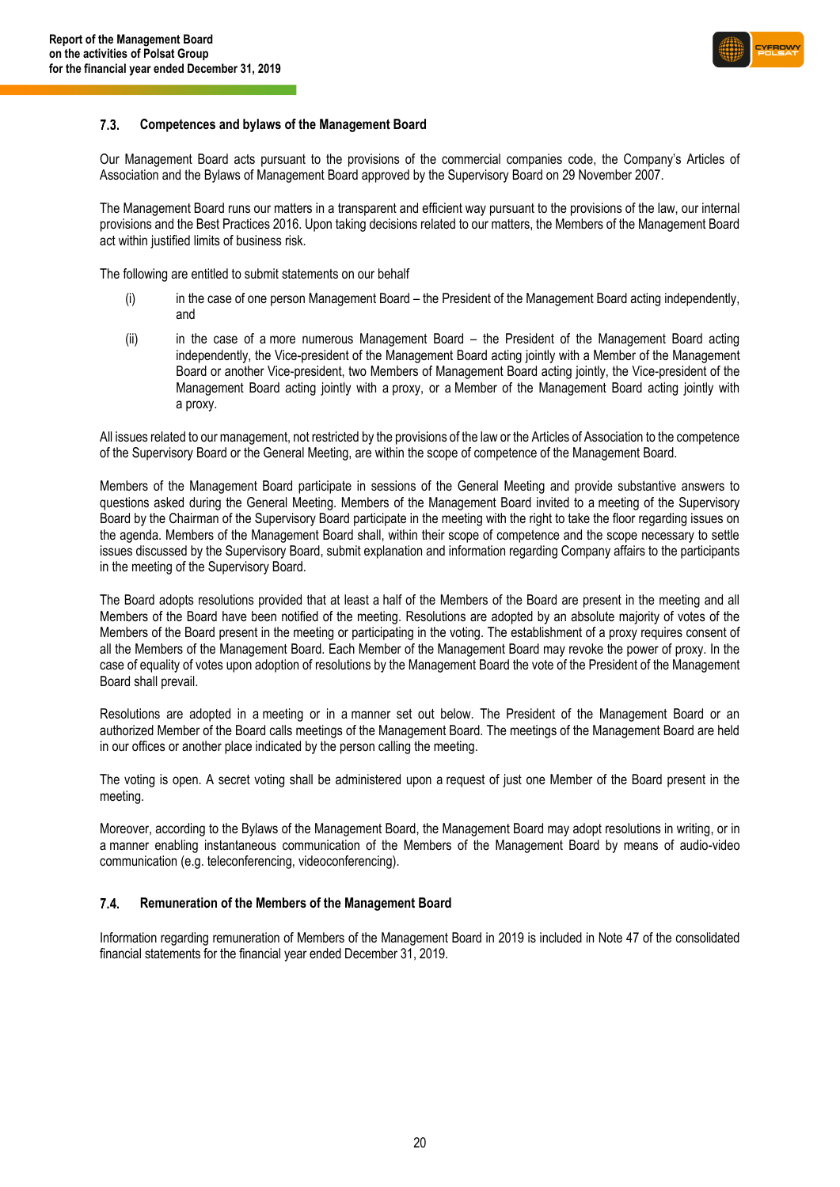### 7.3. Competences and bylaws of the Management Board

Our Management Board acts pursuant to the provisions of the commercial companies code, the Company's Articles of Association and the Bylaws of Management Board approved by the Supervisory Board on 29 November 2007.

The Management Board runs our matters in a transparent and efficient way pursuant to the provisions of the law, our internal provisions and the Best Practices 2016. Upon taking decisions related to our matters, the Members of the Management Board act within justified limits of business risk.

The following are entitled to submit statements on our behalf

(i) in the case of one person Management Board – the President of the Management Board acting independently, and

(ii) in the case of a more numerous Management Board – the President of the Management Board acting independently, the Vice-president of the Management Board acting jointly with a Member of the Management Board or another Vice-president, two Members of Management Board acting jointly, the Vice-president of the Management Board acting jointly with a proxy, or a Member of the Management Board acting jointly with a proxy.

All issues related to our management, not restricted by the provisions of the law or the Articles of Association to the competence of the Supervisory Board or the General Meeting, are within the scope of competence of the Management Board.

Members of the Management Board participate in sessions of the General Meeting and provide substantive answers to questions asked during the General Meeting. Members of the Management Board invited to a meeting of the Supervisory Board by the Chairman of the Supervisory Board participate in the meeting with the right to take the floor regarding issues on the agenda. Members of the Management Board shall, within their scope of competence and the scope necessary to settle issues discussed by the Supervisory Board, submit explanation and information regarding Company affairs to the participants in the meeting of the Supervisory Board.

The Board adopts resolutions provided that at least a half of the Members of the Board are present in the meeting and all Members of the Board have been notified of the meeting. Resolutions are adopted by an absolute majority of votes of the Members of the Board present in the meeting or participating in the voting. The establishment of a proxy requires consent of all the Members of the Management Board. Each Member of the Management Board may revoke the power of proxy. In the case of equality of votes upon adoption of resolutions by the Management Board the vote of the President of the Management Board shall prevail.

Resolutions are adopted in a meeting or in a manner set out below. The President of the Management Board or an authorized Member of the Board calls meetings of the Management Board. The meetings of the Management Board are held in our offices or another place indicated by the person calling the meeting.

The voting is open. A secret voting shall be administered upon a request of just one Member of the Board present in the meeting.

Moreover, according to the Bylaws of the Management Board, the Management Board may adopt resolutions in writing, or in a manner enabling instantaneous communication of the Members of the Management Board by means of audio-video communication (e.g. teleconferencing, videoconferencing).

### 7.4. Remuneration of the Members of the Management Board

Information regarding remuneration of Members of the Management Board in 2019 is included in Note 47 of the consolidated financial statements for the financial year ended December 31, 2019.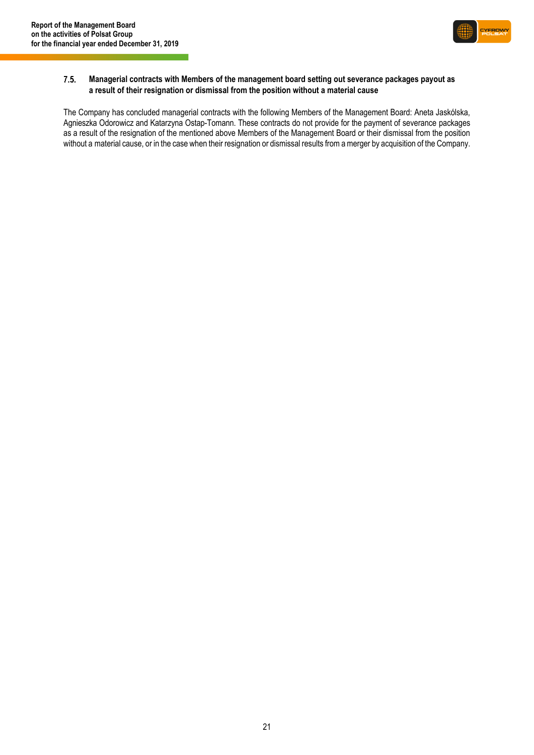### 7.5. Managerial contracts with Members of the management board setting out severance packages payout as a result of their resignation or dismissal from the position without a material cause

The Company has concluded managerial contracts with the following Members of the Management Board: Aneta Jaskólska, Agnieszka Odorowicz and Katarzyna Ostap-Tomann. These contracts do not provide for the payment of severance packages as a result of the resignation of the mentioned above Members of the Management Board or their dismissal from the position without a material cause, or in the case when their resignation or dismissal results from a merger by acquisition of the Company.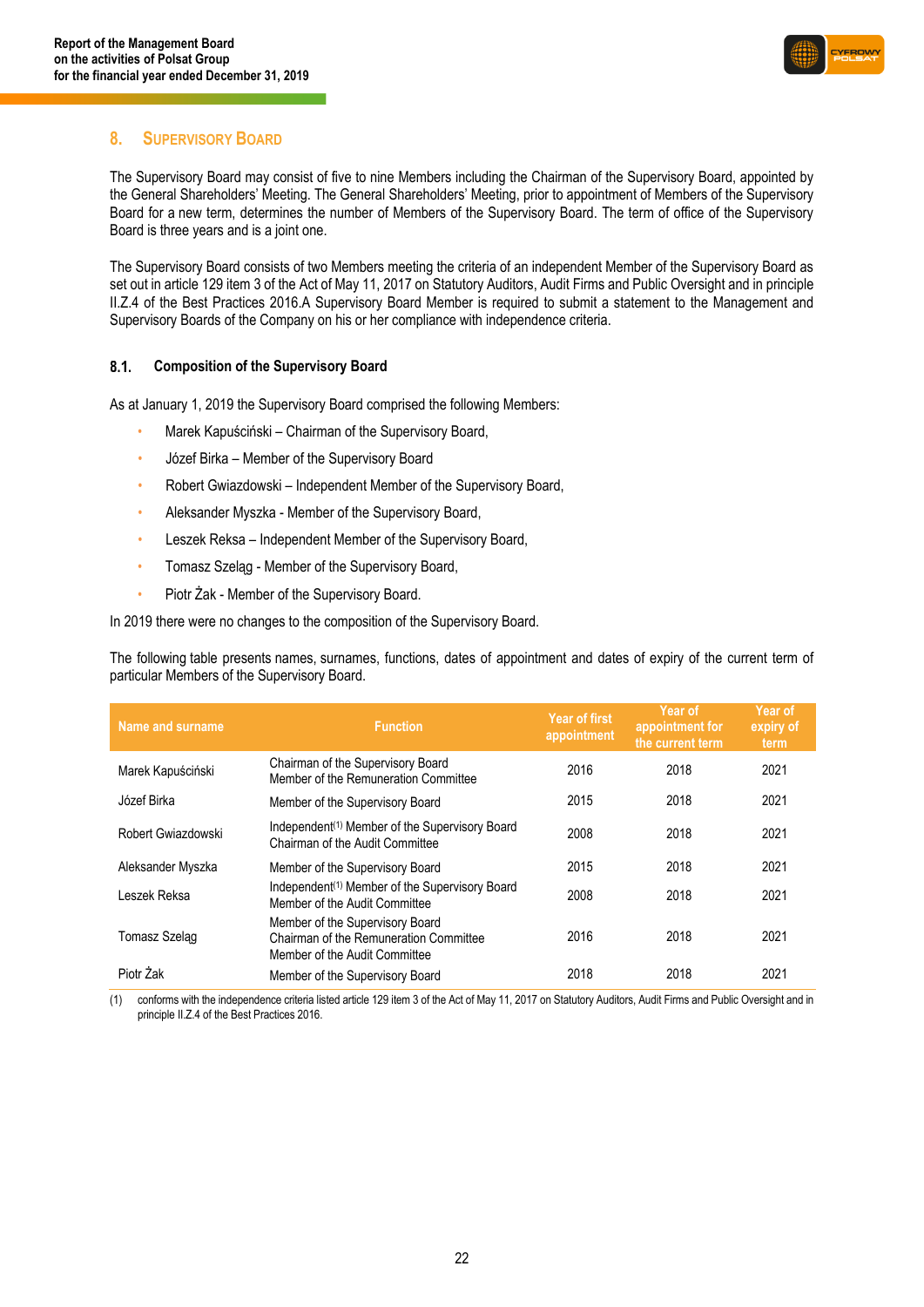## 8. SUPERVISORY BOARD

The Supervisory Board may consist of five to nine Members including the Chairman of the Supervisory Board, appointed by the General Shareholders' Meeting. The General Shareholders' Meeting, prior to appointment of Members of the Supervisory Board for a new term, determines the number of Members of the Supervisory Board. The term of office of the Supervisory Board is three years and is a joint one.

The Supervisory Board consists of two Members meeting the criteria of an independent Member of the Supervisory Board as set out in article 129 item 3 of the Act of May 11, 2017 on Statutory Auditors, Audit Firms and Public Oversight and in principle II.Z.4 of the Best Practices 2016.A Supervisory Board Member is required to submit a statement to the Management and Supervisory Boards of the Company on his or her compliance with independence criteria.

### 8.1. Composition of the Supervisory Board

As at January 1, 2019 the Supervisory Board comprised the following Members:

- Marek Kapuściński – Chairman of the Supervisory Board,
- Józef Birka – Member of the Supervisory Board
- Robert Gwiazdowski – Independent Member of the Supervisory Board,
- Aleksander Myszka - Member of the Supervisory Board,
- Leszek Reksa – Independent Member of the Supervisory Board,
- Tomasz Szeląg - Member of the Supervisory Board,
- Piotr Żak - Member of the Supervisory Board.

In 2019 there were no changes to the composition of the Supervisory Board.

The following table presents names, surnames, functions, dates of appointment and dates of expiry of the current term of particular Members of the Supervisory Board.

| Name and surname | Function | Year of first appointment | Year of appointment for the current term | Year of expiry of term |
|---|---|---|---|---|
| Marek Kapuściński | Chairman of the Supervisory Board<br>Member of the Remuneration Committee | 2016 | 2018 | 2021 |
| Józef Birka | Member of the Supervisory Board | 2015 | 2018 | 2021 |
| Robert Gwiazdowski | Independent[(1)] Member of the Supervisory Board<br>Chairman of the Audit Committee | 2008 | 2018 | 2021 |
| Aleksander Myszka | Member of the Supervisory Board | 2015 | 2018 | 2021 |
| Leszek Reksa | Independent[(1)] Member of the Supervisory Board<br>Member of the Audit Committee | 2008 | 2018 | 2021 |
| Tomasz Szeląg | Member of the Supervisory Board<br>Chairman of the Remuneration Committee<br>Member of the Audit Committee | 2016 | 2018 | 2021 |
| Piotr Żak | Member of the Supervisory Board | 2018 | 2018 | 2021 |

(1) conforms with the independence criteria listed article 129 item 3 of the Act of May 11, 2017 on Statutory Auditors, Audit Firms and Public Oversight and in principle II.Z.4 of the Best Practices 2016.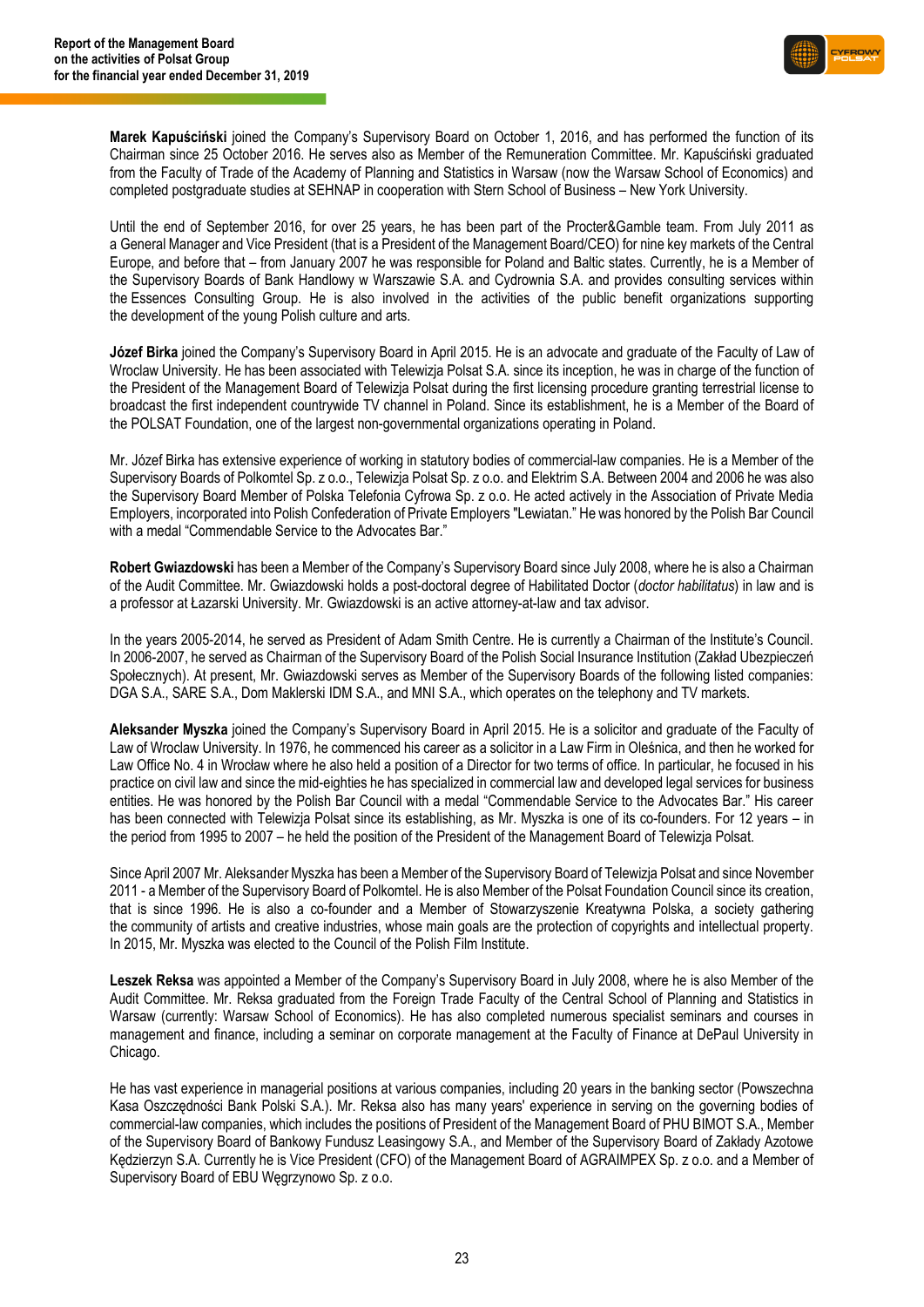**Marek Kapuściński** joined the Company's Supervisory Board on October 1, 2016, and has performed the function of its Chairman since 25 October 2016. He serves also as Member of the Remuneration Committee. Mr. Kapuściński graduated from the Faculty of Trade of the Academy of Planning and Statistics in Warsaw (now the Warsaw School of Economics) and completed postgraduate studies at SEHNAP in cooperation with Stern School of Business – New York University.

Until the end of September 2016, for over 25 years, he has been part of the Procter&Gamble team. From July 2011 as a General Manager and Vice President (that is a President of the Management Board/CEO) for nine key markets of the Central Europe, and before that – from January 2007 he was responsible for Poland and Baltic states. Currently, he is a Member of the Supervisory Boards of Bank Handlowy w Warszawie S.A. and Cydrownia S.A. and provides consulting services within the Essences Consulting Group. He is also involved in the activities of the public benefit organizations supporting the development of the young Polish culture and arts.

**Józef Birka** joined the Company's Supervisory Board in April 2015. He is an advocate and graduate of the Faculty of Law of Wroclaw University. He has been associated with Telewizja Polsat S.A. since its inception, he was in charge of the function of the President of the Management Board of Telewizja Polsat during the first licensing procedure granting terrestrial license to broadcast the first independent countrywide TV channel in Poland. Since its establishment, he is a Member of the Board of the POLSAT Foundation, one of the largest non-governmental organizations operating in Poland.

Mr. Józef Birka has extensive experience of working in statutory bodies of commercial-law companies. He is a Member of the Supervisory Boards of Polkomtel Sp. z o.o., Telewizja Polsat Sp. z o.o. and Elektrim S.A. Between 2004 and 2006 he was also the Supervisory Board Member of Polska Telefonia Cyfrowa Sp. z o.o. He acted actively in the Association of Private Media Employers, incorporated into Polish Confederation of Private Employers "Lewiatan." He was honored by the Polish Bar Council with a medal "Commendable Service to the Advocates Bar."

**Robert Gwiazdowski** has been a Member of the Company's Supervisory Board since July 2008, where he is also a Chairman of the Audit Committee. Mr. Gwiazdowski holds a post-doctoral degree of Habilitated Doctor (*doctor habilitatus*) in law and is a professor at Łazarski University. Mr. Gwiazdowski is an active attorney-at-law and tax advisor.

In the years 2005-2014, he served as President of Adam Smith Centre. He is currently a Chairman of the Institute's Council. In 2006-2007, he served as Chairman of the Supervisory Board of the Polish Social Insurance Institution (Zakład Ubezpieczeń Społecznych). At present, Mr. Gwiazdowski serves as Member of the Supervisory Boards of the following listed companies: DGA S.A., SARE S.A., Dom Maklerski IDM S.A., and MNI S.A., which operates on the telephony and TV markets.

**Aleksander Myszka** joined the Company's Supervisory Board in April 2015. He is a solicitor and graduate of the Faculty of Law of Wroclaw University. In 1976, he commenced his career as a solicitor in a Law Firm in Oleśnica, and then he worked for Law Office No. 4 in Wrocław where he also held a position of a Director for two terms of office. In particular, he focused in his practice on civil law and since the mid-eighties he has specialized in commercial law and developed legal services for business entities. He was honored by the Polish Bar Council with a medal "Commendable Service to the Advocates Bar." His career has been connected with Telewizja Polsat since its establishing, as Mr. Myszka is one of its co-founders. For 12 years – in the period from 1995 to 2007 – he held the position of the President of the Management Board of Telewizja Polsat.

Since April 2007 Mr. Aleksander Myszka has been a Member of the Supervisory Board of Telewizja Polsat and since November 2011 - a Member of the Supervisory Board of Polkomtel. He is also Member of the Polsat Foundation Council since its creation, that is since 1996. He is also a co-founder and a Member of Stowarzyszenie Kreatywna Polska, a society gathering the community of artists and creative industries, whose main goals are the protection of copyrights and intellectual property. In 2015, Mr. Myszka was elected to the Council of the Polish Film Institute.

**Leszek Reksa** was appointed a Member of the Company's Supervisory Board in July 2008, where he is also Member of the Audit Committee. Mr. Reksa graduated from the Foreign Trade Faculty of the Central School of Planning and Statistics in Warsaw (currently: Warsaw School of Economics). He has also completed numerous specialist seminars and courses in management and finance, including a seminar on corporate management at the Faculty of Finance at DePaul University in Chicago.

He has vast experience in managerial positions at various companies, including 20 years in the banking sector (Powszechna Kasa Oszczędności Bank Polski S.A.). Mr. Reksa also has many years' experience in serving on the governing bodies of commercial-law companies, which includes the positions of President of the Management Board of PHU BIMOT S.A., Member of the Supervisory Board of Bankowy Fundusz Leasingowy S.A., and Member of the Supervisory Board of Zakłady Azotowe Kędzierzyn S.A. Currently he is Vice President (CFO) of the Management Board of AGRAIMPEX Sp. z o.o. and a Member of Supervisory Board of EBU Węgrzynowo Sp. z o.o.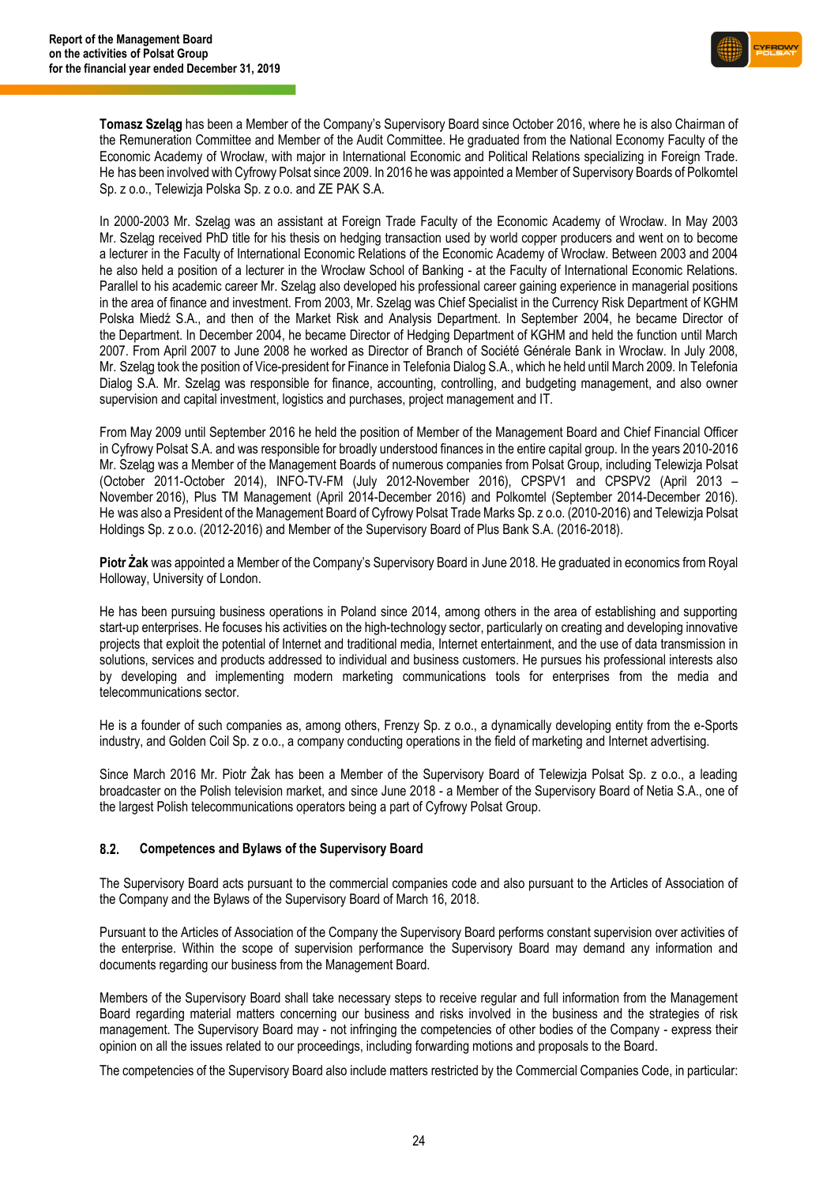**Tomasz Szeląg** has been a Member of the Company's Supervisory Board since October 2016, where he is also Chairman of the Remuneration Committee and Member of the Audit Committee. He graduated from the National Economy Faculty of the Economic Academy of Wrocław, with major in International Economic and Political Relations specializing in Foreign Trade. He has been involved with Cyfrowy Polsat since 2009. In 2016 he was appointed a Member of Supervisory Boards of Polkomtel Sp. z o.o., Telewizja Polska Sp. z o.o. and ZE PAK S.A.

In 2000-2003 Mr. Szeląg was an assistant at Foreign Trade Faculty of the Economic Academy of Wrocław. In May 2003 Mr. Szeląg received PhD title for his thesis on hedging transaction used by world copper producers and went on to become a lecturer in the Faculty of International Economic Relations of the Economic Academy of Wrocław. Between 2003 and 2004 he also held a position of a lecturer in the Wrocław School of Banking - at the Faculty of International Economic Relations. Parallel to his academic career Mr. Szeląg also developed his professional career gaining experience in managerial positions in the area of finance and investment. From 2003, Mr. Szeląg was Chief Specialist in the Currency Risk Department of KGHM Polska Miedź S.A., and then of the Market Risk and Analysis Department. In September 2004, he became Director of the Department. In December 2004, he became Director of Hedging Department of KGHM and held the function until March 2007. From April 2007 to June 2008 he worked as Director of Branch of Société Générale Bank in Wrocław. In July 2008, Mr. Szeląg took the position of Vice-president for Finance in Telefonia Dialog S.A., which he held until March 2009. In Telefonia Dialog S.A. Mr. Szeląg was responsible for finance, accounting, controlling, and budgeting management, and also owner supervision and capital investment, logistics and purchases, project management and IT.

From May 2009 until September 2016 he held the position of Member of the Management Board and Chief Financial Officer in Cyfrowy Polsat S.A. and was responsible for broadly understood finances in the entire capital group. In the years 2010-2016 Mr. Szeląg was a Member of the Management Boards of numerous companies from Polsat Group, including Telewizja Polsat (October 2011-October 2014), INFO-TV-FM (July 2012-November 2016), CPSPV1 and CPSPV2 (April 2013 – November 2016), Plus TM Management (April 2014-December 2016) and Polkomtel (September 2014-December 2016). He was also a President of the Management Board of Cyfrowy Polsat Trade Marks Sp. z o.o. (2010-2016) and Telewizja Polsat Holdings Sp. z o.o. (2012-2016) and Member of the Supervisory Board of Plus Bank S.A. (2016-2018).

**Piotr Żak** was appointed a Member of the Company's Supervisory Board in June 2018. He graduated in economics from Royal Holloway, University of London.

He has been pursuing business operations in Poland since 2014, among others in the area of establishing and supporting start-up enterprises. He focuses his activities on the high-technology sector, particularly on creating and developing innovative projects that exploit the potential of Internet and traditional media, Internet entertainment, and the use of data transmission in solutions, services and products addressed to individual and business customers. He pursues his professional interests also by developing and implementing modern marketing communications tools for enterprises from the media and telecommunications sector.

He is a founder of such companies as, among others, Frenzy Sp. z o.o., a dynamically developing entity from the e-Sports industry, and Golden Coil Sp. z o.o., a company conducting operations in the field of marketing and Internet advertising.

Since March 2016 Mr. Piotr Żak has been a Member of the Supervisory Board of Telewizja Polsat Sp. z o.o., a leading broadcaster on the Polish television market, and since June 2018 - a Member of the Supervisory Board of Netia S.A., one of the largest Polish telecommunications operators being a part of Cyfrowy Polsat Group.

### 8.2. Competences and Bylaws of the Supervisory Board

The Supervisory Board acts pursuant to the commercial companies code and also pursuant to the Articles of Association of the Company and the Bylaws of the Supervisory Board of March 16, 2018.

Pursuant to the Articles of Association of the Company the Supervisory Board performs constant supervision over activities of the enterprise. Within the scope of supervision performance the Supervisory Board may demand any information and documents regarding our business from the Management Board.

Members of the Supervisory Board shall take necessary steps to receive regular and full information from the Management Board regarding material matters concerning our business and risks involved in the business and the strategies of risk management. The Supervisory Board may - not infringing the competencies of other bodies of the Company - express their opinion on all the issues related to our proceedings, including forwarding motions and proposals to the Board.

The competencies of the Supervisory Board also include matters restricted by the Commercial Companies Code, in particular: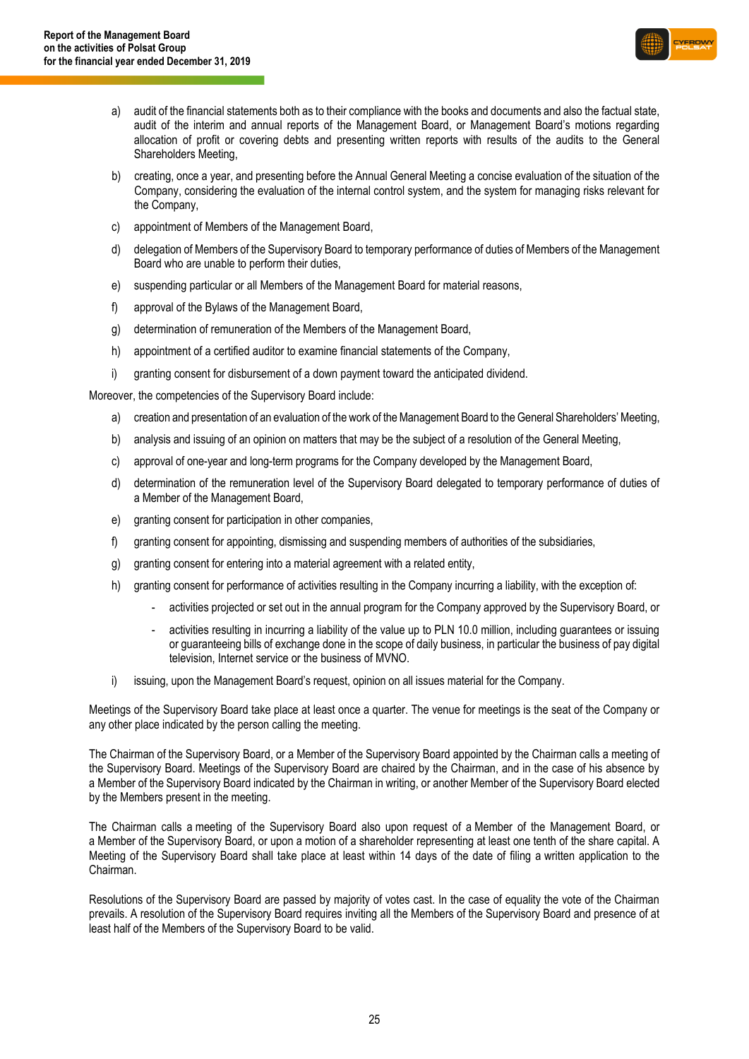a) audit of the financial statements both as to their compliance with the books and documents and also the factual state, audit of the interim and annual reports of the Management Board, or Management Board's motions regarding allocation of profit or covering debts and presenting written reports with results of the audits to the General Shareholders Meeting,

b) creating, once a year, and presenting before the Annual General Meeting a concise evaluation of the situation of the Company, considering the evaluation of the internal control system, and the system for managing risks relevant for the Company,

c) appointment of Members of the Management Board,

d) delegation of Members of the Supervisory Board to temporary performance of duties of Members of the Management Board who are unable to perform their duties,

e) suspending particular or all Members of the Management Board for material reasons,

f) approval of the Bylaws of the Management Board,

g) determination of remuneration of the Members of the Management Board,

h) appointment of a certified auditor to examine financial statements of the Company,

i) granting consent for disbursement of a down payment toward the anticipated dividend.

Moreover, the competencies of the Supervisory Board include:

a) creation and presentation of an evaluation of the work of the Management Board to the General Shareholders' Meeting,

b) analysis and issuing of an opinion on matters that may be the subject of a resolution of the General Meeting,

c) approval of one-year and long-term programs for the Company developed by the Management Board,

d) determination of the remuneration level of the Supervisory Board delegated to temporary performance of duties of a Member of the Management Board,

e) granting consent for participation in other companies,

f) granting consent for appointing, dismissing and suspending members of authorities of the subsidiaries,

g) granting consent for entering into a material agreement with a related entity,

h) granting consent for performance of activities resulting in the Company incurring a liability, with the exception of:

   - activities projected or set out in the annual program for the Company approved by the Supervisory Board, or
   - activities resulting in incurring a liability of the value up to PLN 10.0 million, including guarantees or issuing or guaranteeing bills of exchange done in the scope of daily business, in particular the business of pay digital television, Internet service or the business of MVNO.

i) issuing, upon the Management Board's request, opinion on all issues material for the Company.

Meetings of the Supervisory Board take place at least once a quarter. The venue for meetings is the seat of the Company or any other place indicated by the person calling the meeting.

The Chairman of the Supervisory Board, or a Member of the Supervisory Board appointed by the Chairman calls a meeting of the Supervisory Board. Meetings of the Supervisory Board are chaired by the Chairman, and in the case of his absence by a Member of the Supervisory Board indicated by the Chairman in writing, or another Member of the Supervisory Board elected by the Members present in the meeting.

The Chairman calls a meeting of the Supervisory Board also upon request of a Member of the Management Board, or a Member of the Supervisory Board, or upon a motion of a shareholder representing at least one tenth of the share capital. A Meeting of the Supervisory Board shall take place at least within 14 days of the date of filing a written application to the Chairman.

Resolutions of the Supervisory Board are passed by majority of votes cast. In the case of equality the vote of the Chairman prevails. A resolution of the Supervisory Board requires inviting all the Members of the Supervisory Board and presence of at least half of the Members of the Supervisory Board to be valid.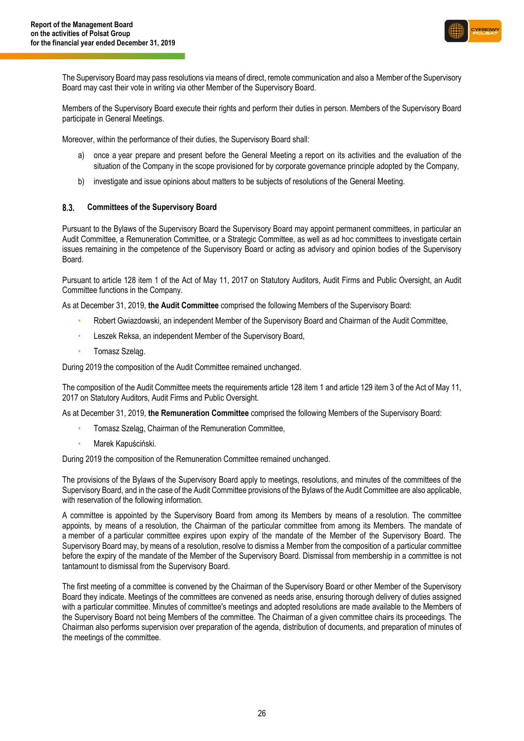The Supervisory Board may pass resolutions via means of direct, remote communication and also a Member of the Supervisory Board may cast their vote in writing via other Member of the Supervisory Board.

Members of the Supervisory Board execute their rights and perform their duties in person. Members of the Supervisory Board participate in General Meetings.

Moreover, within the performance of their duties, the Supervisory Board shall:

a) once a year prepare and present before the General Meeting a report on its activities and the evaluation of the situation of the Company in the scope provisioned for by corporate governance principle adopted by the Company,

b) investigate and issue opinions about matters to be subjects of resolutions of the General Meeting.

### 8.3. Committees of the Supervisory Board

Pursuant to the Bylaws of the Supervisory Board the Supervisory Board may appoint permanent committees, in particular an Audit Committee, a Remuneration Committee, or a Strategic Committee, as well as ad hoc committees to investigate certain issues remaining in the competence of the Supervisory Board or acting as advisory and opinion bodies of the Supervisory Board.

Pursuant to article 128 item 1 of the Act of May 11, 2017 on Statutory Auditors, Audit Firms and Public Oversight, an Audit Committee functions in the Company.

As at December 31, 2019, **the Audit Committee** comprised the following Members of the Supervisory Board:

- Robert Gwiazdowski, an independent Member of the Supervisory Board and Chairman of the Audit Committee,
- Leszek Reksa, an independent Member of the Supervisory Board,
- Tomasz Szeląg.

During 2019 the composition of the Audit Committee remained unchanged.

The composition of the Audit Committee meets the requirements article 128 item 1 and article 129 item 3 of the Act of May 11, 2017 on Statutory Auditors, Audit Firms and Public Oversight.

As at December 31, 2019, **the Remuneration Committee** comprised the following Members of the Supervisory Board:

- Tomasz Szeląg, Chairman of the Remuneration Committee,
- Marek Kapuściński.

During 2019 the composition of the Remuneration Committee remained unchanged.

The provisions of the Bylaws of the Supervisory Board apply to meetings, resolutions, and minutes of the committees of the Supervisory Board, and in the case of the Audit Committee provisions of the Bylaws of the Audit Committee are also applicable, with reservation of the following information.

A committee is appointed by the Supervisory Board from among its Members by means of a resolution. The committee appoints, by means of a resolution, the Chairman of the particular committee from among its Members. The mandate of a member of a particular committee expires upon expiry of the mandate of the Member of the Supervisory Board. The Supervisory Board may, by means of a resolution, resolve to dismiss a Member from the composition of a particular committee before the expiry of the mandate of the Member of the Supervisory Board. Dismissal from membership in a committee is not tantamount to dismissal from the Supervisory Board.

The first meeting of a committee is convened by the Chairman of the Supervisory Board or other Member of the Supervisory Board they indicate. Meetings of the committees are convened as needs arise, ensuring thorough delivery of duties assigned with a particular committee. Minutes of committee's meetings and adopted resolutions are made available to the Members of the Supervisory Board not being Members of the committee. The Chairman of a given committee chairs its proceedings. The Chairman also performs supervision over preparation of the agenda, distribution of documents, and preparation of minutes of the meetings of the committee.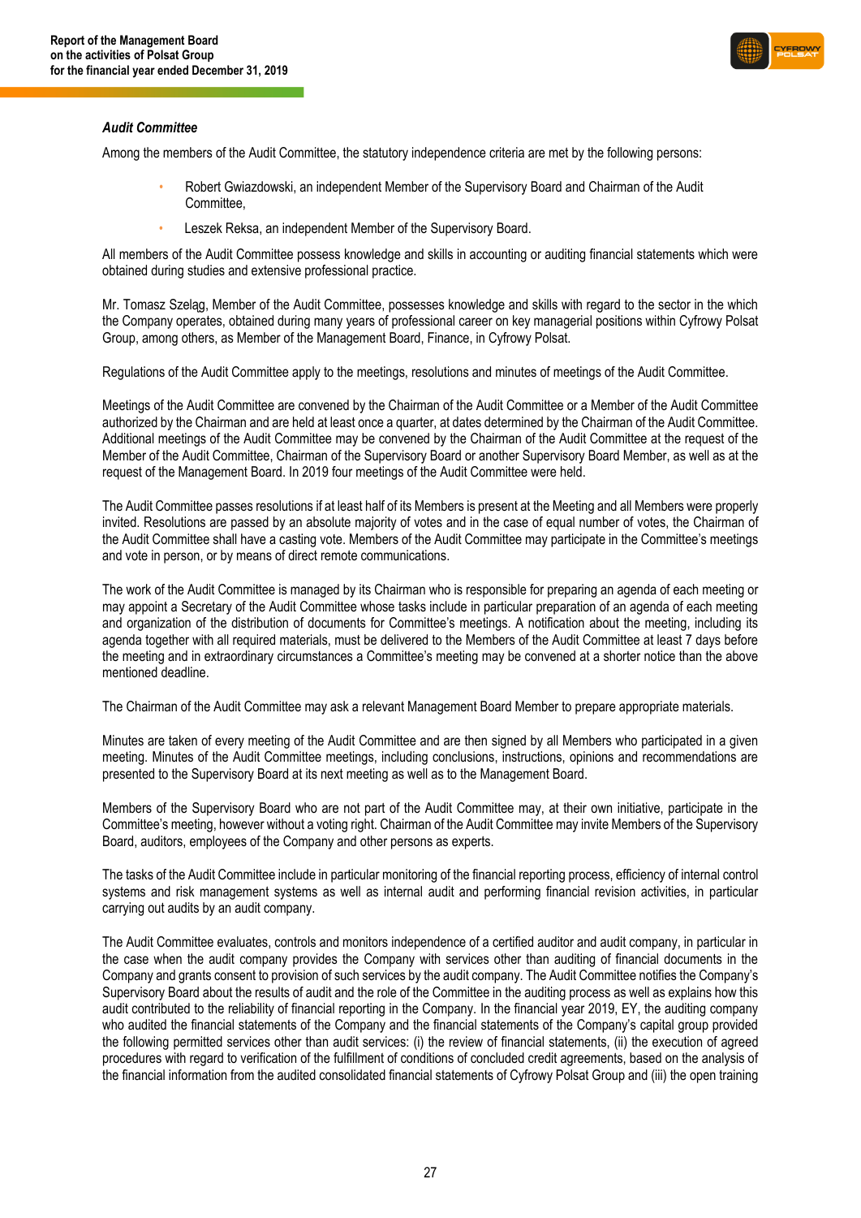***Audit Committee***

Among the members of the Audit Committee, the statutory independence criteria are met by the following persons:

- Robert Gwiazdowski, an independent Member of the Supervisory Board and Chairman of the Audit Committee,
- Leszek Reksa, an independent Member of the Supervisory Board.

All members of the Audit Committee possess knowledge and skills in accounting or auditing financial statements which were obtained during studies and extensive professional practice.

Mr. Tomasz Szeląg, Member of the Audit Committee, possesses knowledge and skills with regard to the sector in the which the Company operates, obtained during many years of professional career on key managerial positions within Cyfrowy Polsat Group, among others, as Member of the Management Board, Finance, in Cyfrowy Polsat.

Regulations of the Audit Committee apply to the meetings, resolutions and minutes of meetings of the Audit Committee.

Meetings of the Audit Committee are convened by the Chairman of the Audit Committee or a Member of the Audit Committee authorized by the Chairman and are held at least once a quarter, at dates determined by the Chairman of the Audit Committee. Additional meetings of the Audit Committee may be convened by the Chairman of the Audit Committee at the request of the Member of the Audit Committee, Chairman of the Supervisory Board or another Supervisory Board Member, as well as at the request of the Management Board. In 2019 four meetings of the Audit Committee were held.

The Audit Committee passes resolutions if at least half of its Members is present at the Meeting and all Members were properly invited. Resolutions are passed by an absolute majority of votes and in the case of equal number of votes, the Chairman of the Audit Committee shall have a casting vote. Members of the Audit Committee may participate in the Committee's meetings and vote in person, or by means of direct remote communications.

The work of the Audit Committee is managed by its Chairman who is responsible for preparing an agenda of each meeting or may appoint a Secretary of the Audit Committee whose tasks include in particular preparation of an agenda of each meeting and organization of the distribution of documents for Committee's meetings. A notification about the meeting, including its agenda together with all required materials, must be delivered to the Members of the Audit Committee at least 7 days before the meeting and in extraordinary circumstances a Committee's meeting may be convened at a shorter notice than the above mentioned deadline.

The Chairman of the Audit Committee may ask a relevant Management Board Member to prepare appropriate materials.

Minutes are taken of every meeting of the Audit Committee and are then signed by all Members who participated in a given meeting. Minutes of the Audit Committee meetings, including conclusions, instructions, opinions and recommendations are presented to the Supervisory Board at its next meeting as well as to the Management Board.

Members of the Supervisory Board who are not part of the Audit Committee may, at their own initiative, participate in the Committee's meeting, however without a voting right. Chairman of the Audit Committee may invite Members of the Supervisory Board, auditors, employees of the Company and other persons as experts.

The tasks of the Audit Committee include in particular monitoring of the financial reporting process, efficiency of internal control systems and risk management systems as well as internal audit and performing financial revision activities, in particular carrying out audits by an audit company.

The Audit Committee evaluates, controls and monitors independence of a certified auditor and audit company, in particular in the case when the audit company provides the Company with services other than auditing of financial documents in the Company and grants consent to provision of such services by the audit company. The Audit Committee notifies the Company's Supervisory Board about the results of audit and the role of the Committee in the auditing process as well as explains how this audit contributed to the reliability of financial reporting in the Company. In the financial year 2019, EY, the auditing company who audited the financial statements of the Company and the financial statements of the Company's capital group provided the following permitted services other than audit services: (i) the review of financial statements, (ii) the execution of agreed procedures with regard to verification of the fulfillment of conditions of concluded credit agreements, based on the analysis of the financial information from the audited consolidated financial statements of Cyfrowy Polsat Group and (iii) the open training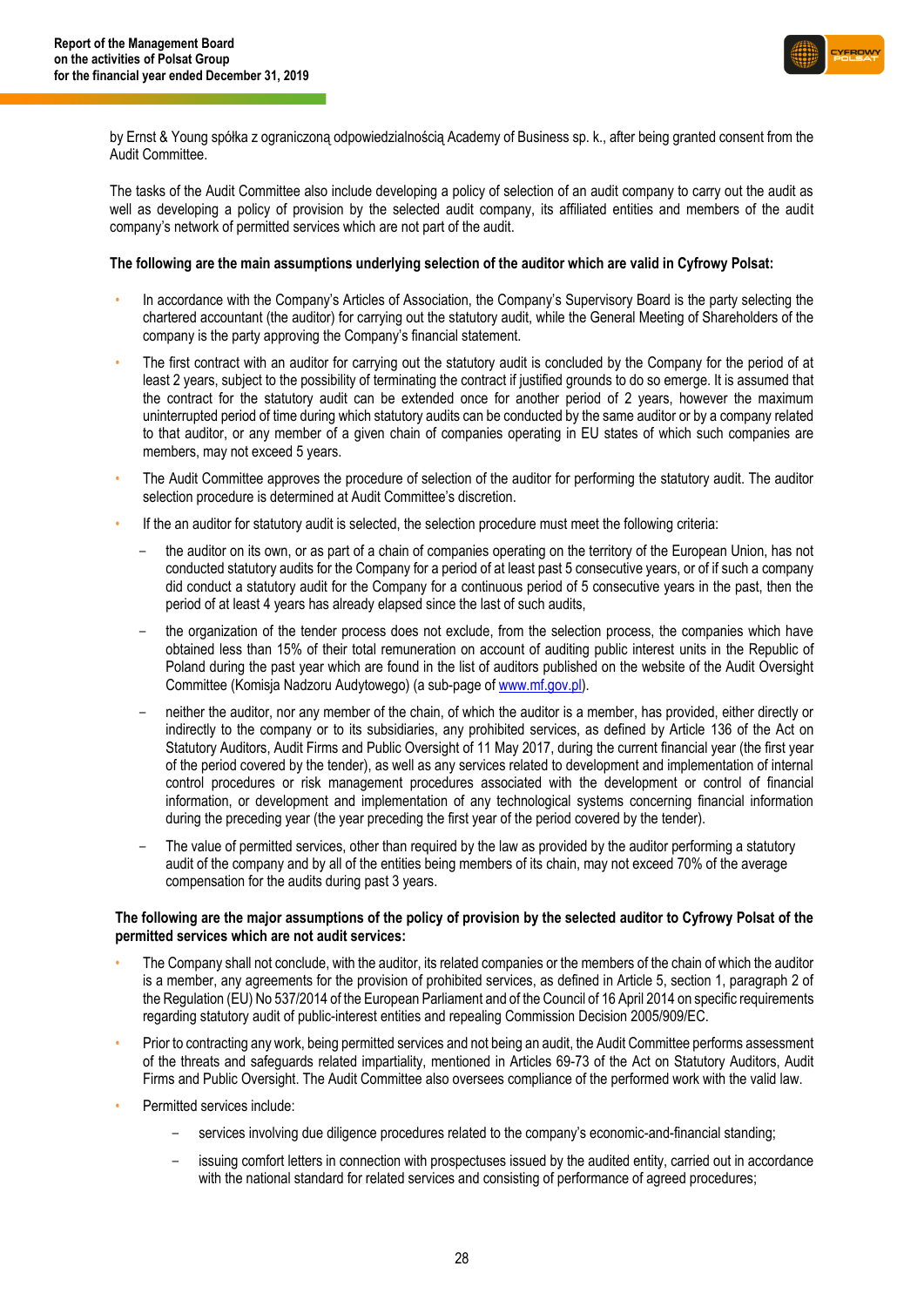by Ernst & Young spółka z ograniczoną odpowiedzialnością Academy of Business sp. k., after being granted consent from the Audit Committee.

The tasks of the Audit Committee also include developing a policy of selection of an audit company to carry out the audit as well as developing a policy of provision by the selected audit company, its affiliated entities and members of the audit company's network of permitted services which are not part of the audit.

**The following are the main assumptions underlying selection of the auditor which are valid in Cyfrowy Polsat:**

- In accordance with the Company's Articles of Association, the Company's Supervisory Board is the party selecting the chartered accountant (the auditor) for carrying out the statutory audit, while the General Meeting of Shareholders of the company is the party approving the Company's financial statement.
- The first contract with an auditor for carrying out the statutory audit is concluded by the Company for the period of at least 2 years, subject to the possibility of terminating the contract if justified grounds to do so emerge. It is assumed that the contract for the statutory audit can be extended once for another period of 2 years, however the maximum uninterrupted period of time during which statutory audits can be conducted by the same auditor or by a company related to that auditor, or any member of a given chain of companies operating in EU states of which such companies are members, may not exceed 5 years.
- The Audit Committee approves the procedure of selection of the auditor for performing the statutory audit. The auditor selection procedure is determined at Audit Committee's discretion.
- If the an auditor for statutory audit is selected, the selection procedure must meet the following criteria:
  - the auditor on its own, or as part of a chain of companies operating on the territory of the European Union, has not conducted statutory audits for the Company for a period of at least past 5 consecutive years, or of if such a company did conduct a statutory audit for the Company for a continuous period of 5 consecutive years in the past, then the period of at least 4 years has already elapsed since the last of such audits,
  - the organization of the tender process does not exclude, from the selection process, the companies which have obtained less than 15% of their total remuneration on account of auditing public interest units in the Republic of Poland during the past year which are found in the list of auditors published on the website of the Audit Oversight Committee (Komisja Nadzoru Audytowego) (a sub-page of www.mf.gov.pl).
  - neither the auditor, nor any member of the chain, of which the auditor is a member, has provided, either directly or indirectly to the company or to its subsidiaries, any prohibited services, as defined by Article 136 of the Act on Statutory Auditors, Audit Firms and Public Oversight of 11 May 2017, during the current financial year (the first year of the period covered by the tender), as well as any services related to development and implementation of internal control procedures or risk management procedures associated with the development or control of financial information, or development and implementation of any technological systems concerning financial information during the preceding year (the year preceding the first year of the period covered by the tender).
  - The value of permitted services, other than required by the law as provided by the auditor performing a statutory audit of the company and by all of the entities being members of its chain, may not exceed 70% of the average compensation for the audits during past 3 years.

**The following are the major assumptions of the policy of provision by the selected auditor to Cyfrowy Polsat of the permitted services which are not audit services:**

- The Company shall not conclude, with the auditor, its related companies or the members of the chain of which the auditor is a member, any agreements for the provision of prohibited services, as defined in Article 5, section 1, paragraph 2 of the Regulation (EU) No 537/2014 of the European Parliament and of the Council of 16 April 2014 on specific requirements regarding statutory audit of public-interest entities and repealing Commission Decision 2005/909/EC.
- Prior to contracting any work, being permitted services and not being an audit, the Audit Committee performs assessment of the threats and safeguards related impartiality, mentioned in Articles 69-73 of the Act on Statutory Auditors, Audit Firms and Public Oversight. The Audit Committee also oversees compliance of the performed work with the valid law.
- Permitted services include:
  - services involving due diligence procedures related to the company's economic-and-financial standing;
  - issuing comfort letters in connection with prospectuses issued by the audited entity, carried out in accordance with the national standard for related services and consisting of performance of agreed procedures;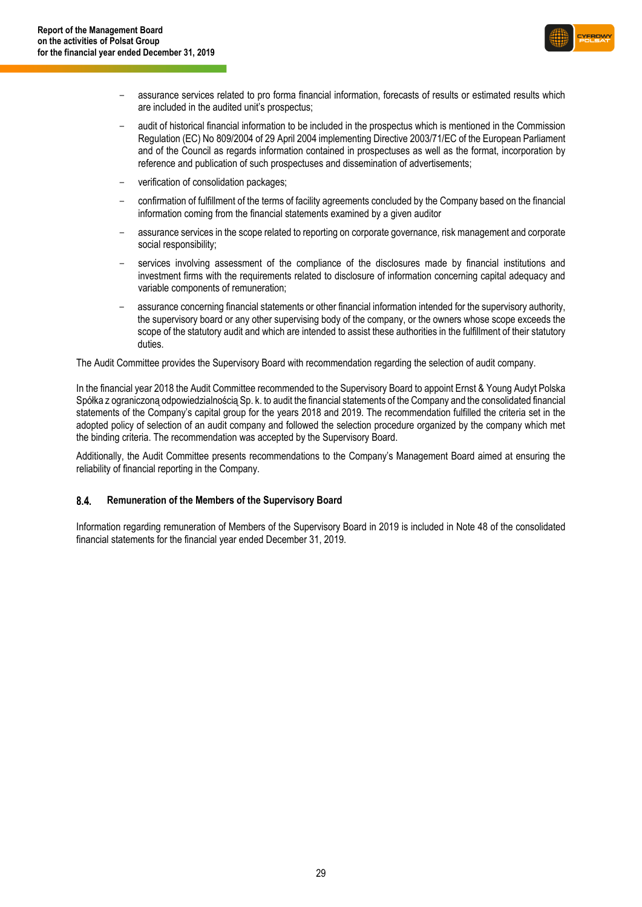- assurance services related to pro forma financial information, forecasts of results or estimated results which are included in the audited unit's prospectus;
- audit of historical financial information to be included in the prospectus which is mentioned in the Commission Regulation (EC) No 809/2004 of 29 April 2004 implementing Directive 2003/71/EC of the European Parliament and of the Council as regards information contained in prospectuses as well as the format, incorporation by reference and publication of such prospectuses and dissemination of advertisements;
- verification of consolidation packages;
- confirmation of fulfillment of the terms of facility agreements concluded by the Company based on the financial information coming from the financial statements examined by a given auditor
- assurance services in the scope related to reporting on corporate governance, risk management and corporate social responsibility;
- services involving assessment of the compliance of the disclosures made by financial institutions and investment firms with the requirements related to disclosure of information concerning capital adequacy and variable components of remuneration;
- assurance concerning financial statements or other financial information intended for the supervisory authority, the supervisory board or any other supervising body of the company, or the owners whose scope exceeds the scope of the statutory audit and which are intended to assist these authorities in the fulfillment of their statutory duties.

The Audit Committee provides the Supervisory Board with recommendation regarding the selection of audit company.

In the financial year 2018 the Audit Committee recommended to the Supervisory Board to appoint Ernst & Young Audyt Polska Spółka z ograniczoną odpowiedzialnością Sp. k. to audit the financial statements of the Company and the consolidated financial statements of the Company's capital group for the years 2018 and 2019. The recommendation fulfilled the criteria set in the adopted policy of selection of an audit company and followed the selection procedure organized by the company which met the binding criteria. The recommendation was accepted by the Supervisory Board.

Additionally, the Audit Committee presents recommendations to the Company's Management Board aimed at ensuring the reliability of financial reporting in the Company.

### 8.4. Remuneration of the Members of the Supervisory Board

Information regarding remuneration of Members of the Supervisory Board in 2019 is included in Note 48 of the consolidated financial statements for the financial year ended December 31, 2019.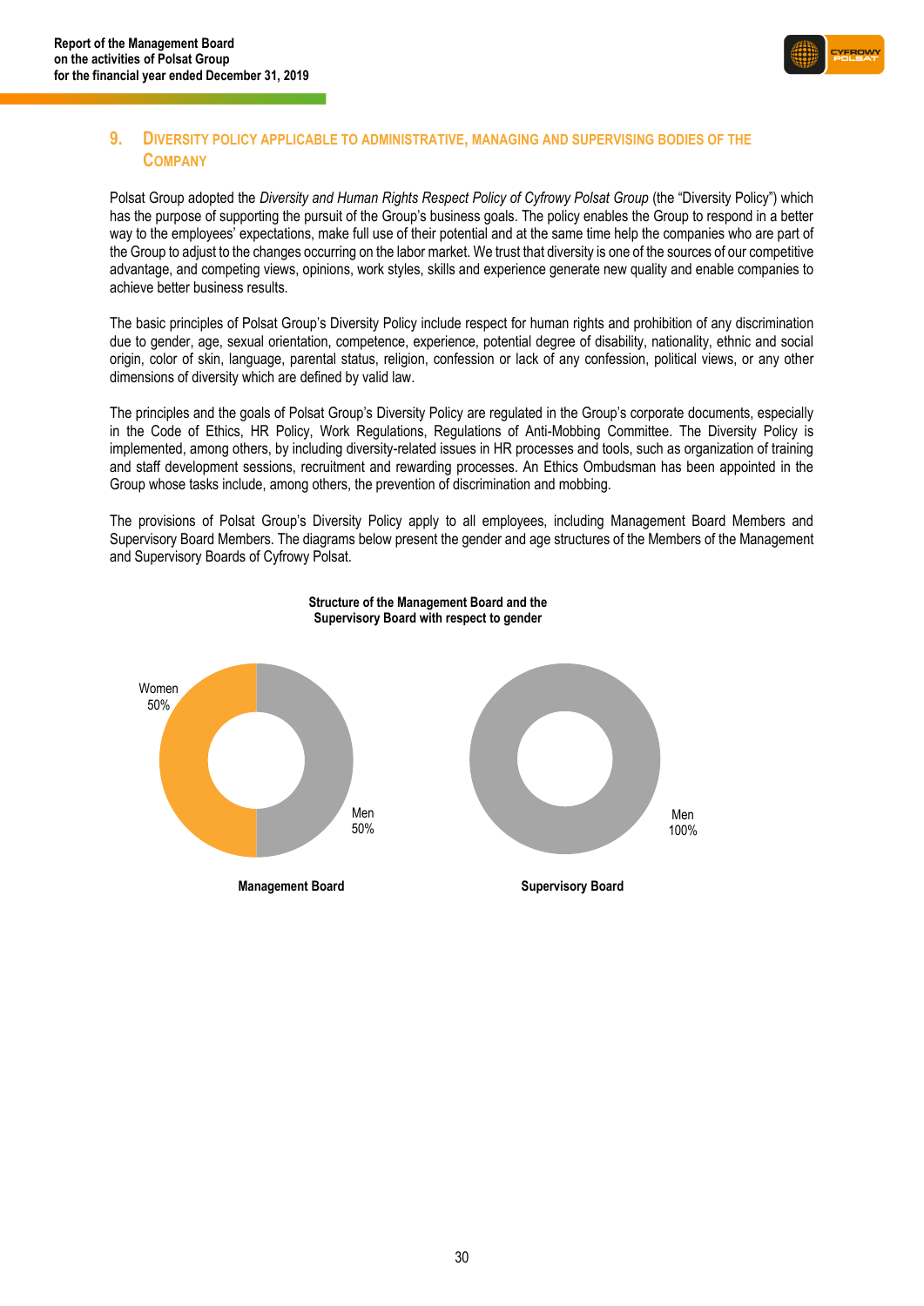## 9. Diversity policy applicable to administrative, managing and supervising bodies of the Company

Polsat Group adopted the *Diversity and Human Rights Respect Policy of Cyfrowy Polsat Group* (the "Diversity Policy") which has the purpose of supporting the pursuit of the Group's business goals. The policy enables the Group to respond in a better way to the employees' expectations, make full use of their potential and at the same time help the companies who are part of the Group to adjust to the changes occurring on the labor market. We trust that diversity is one of the sources of our competitive advantage, and competing views, opinions, work styles, skills and experience generate new quality and enable companies to achieve better business results.

The basic principles of Polsat Group's Diversity Policy include respect for human rights and prohibition of any discrimination due to gender, age, sexual orientation, competence, experience, potential degree of disability, nationality, ethnic and social origin, color of skin, language, parental status, religion, confession or lack of any confession, political views, or any other dimensions of diversity which are defined by valid law.

The principles and the goals of Polsat Group's Diversity Policy are regulated in the Group's corporate documents, especially in the Code of Ethics, HR Policy, Work Regulations, Regulations of Anti-Mobbing Committee. The Diversity Policy is implemented, among others, by including diversity-related issues in HR processes and tools, such as organization of training and staff development sessions, recruitment and rewarding processes. An Ethics Ombudsman has been appointed in the Group whose tasks include, among others, the prevention of discrimination and mobbing.

The provisions of Polsat Group's Diversity Policy apply to all employees, including Management Board Members and Supervisory Board Members. The diagrams below present the gender and age structures of the Members of the Management and Supervisory Boards of Cyfrowy Polsat.

**Structure of the Management Board and the Supervisory Board with respect to gender**

| | Management Board | Supervisory Board |
|---|---|---|
| Women | 50% | – |
| Men | 50% | 100% |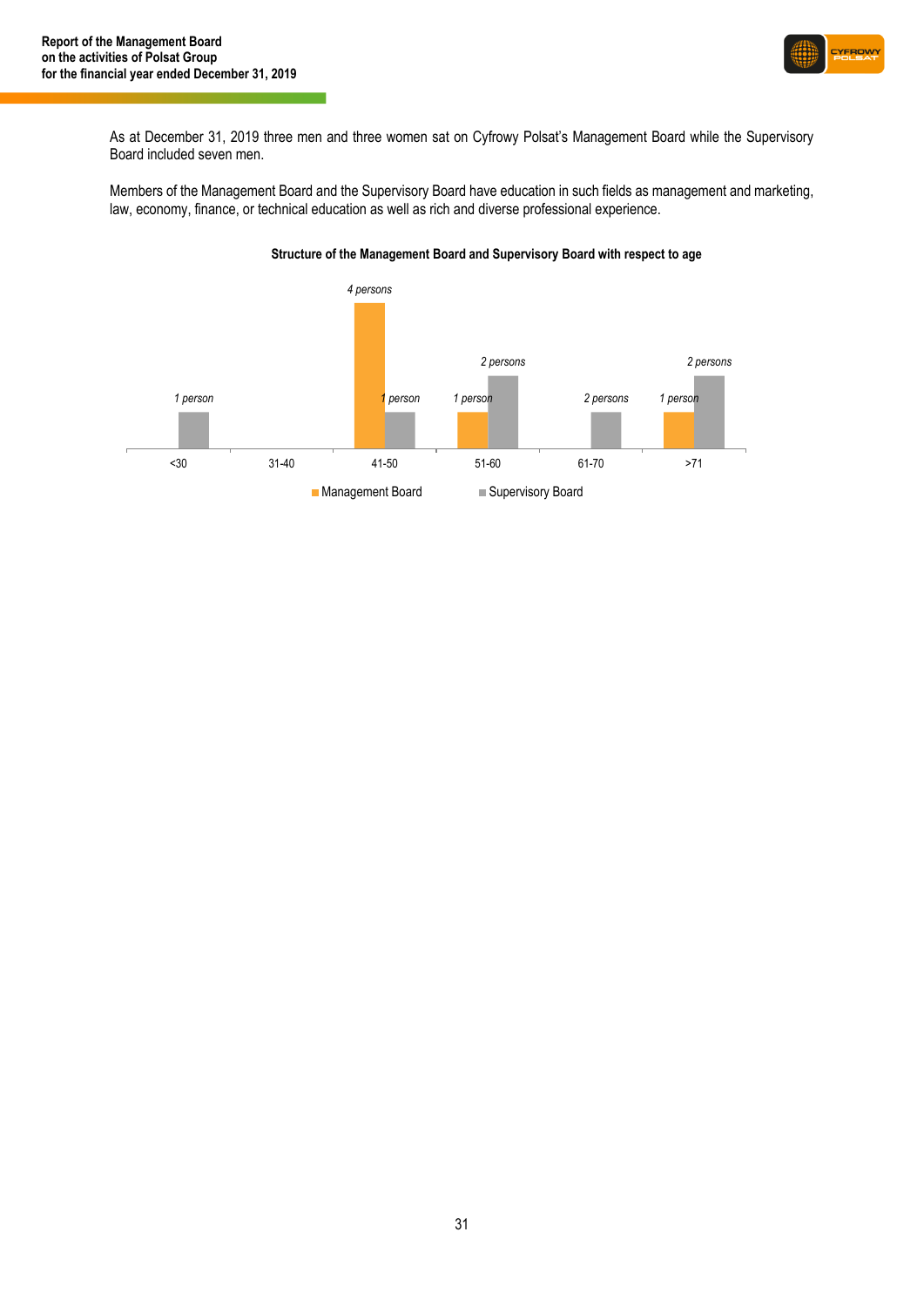As at December 31, 2019 three men and three women sat on Cyfrowy Polsat's Management Board while the Supervisory Board included seven men.

Members of the Management Board and the Supervisory Board have education in such fields as management and marketing, law, economy, finance, or technical education as well as rich and diverse professional experience.

**Structure of the Management Board and Supervisory Board with respect to age**

4 persons

2 persons

2 persons

1 person

1 person

1 person

2 persons

1 person

<30

31-40

41-50

51-60

61-70

>71

Management Board

Supervisory Board